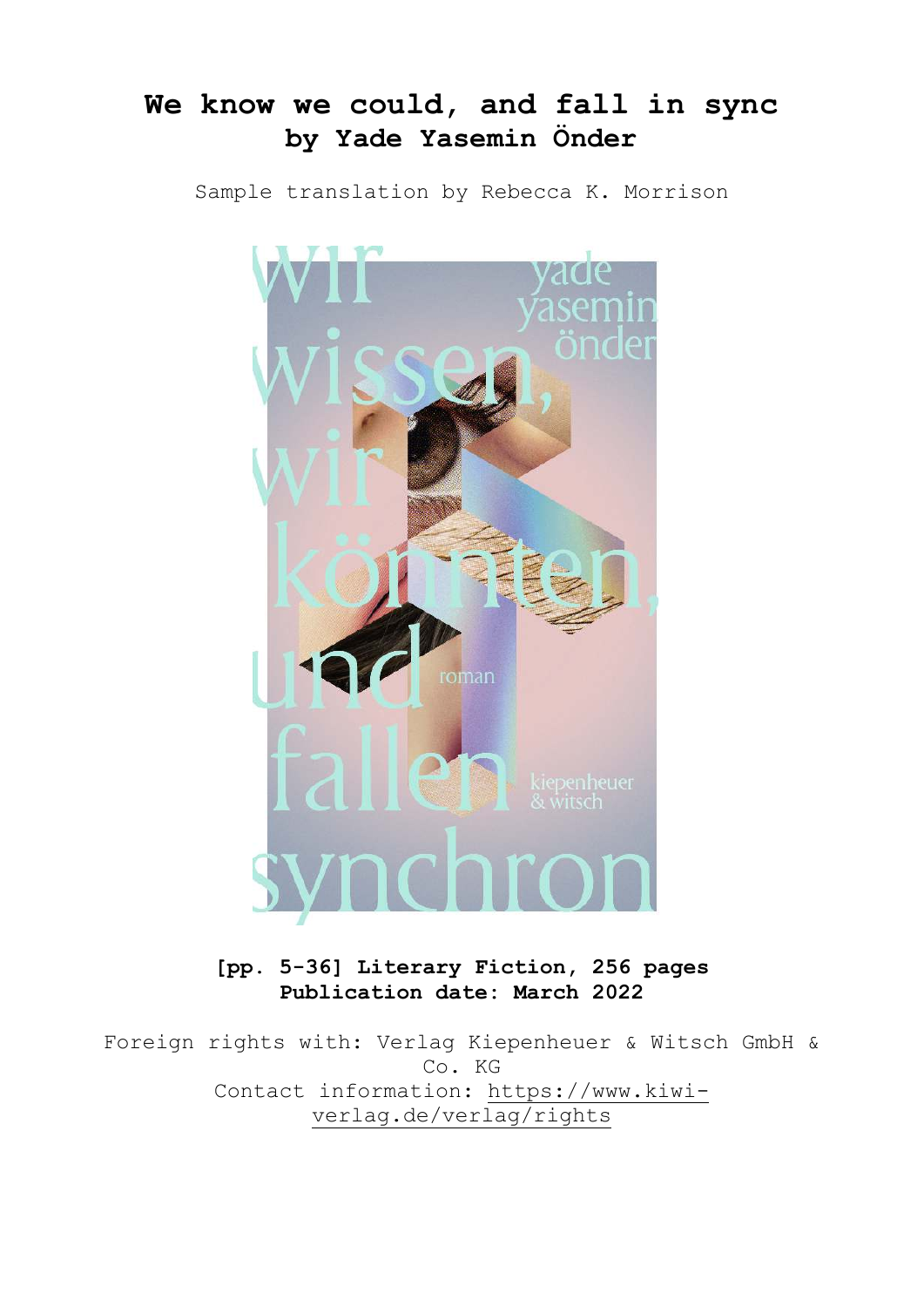# We know we could, and fall in sync
## by Yade Yasemin Önder

Sample translation by Rebecca K. Morrison

**[pp. 5-36] Literary Fiction, 256 pages**
**Publication date: March 2022**

Foreign rights with: Verlag Kiepenheuer & Witsch GmbH & Co. KG
Contact information: https://www.kiwi-verlag.de/verlag/rights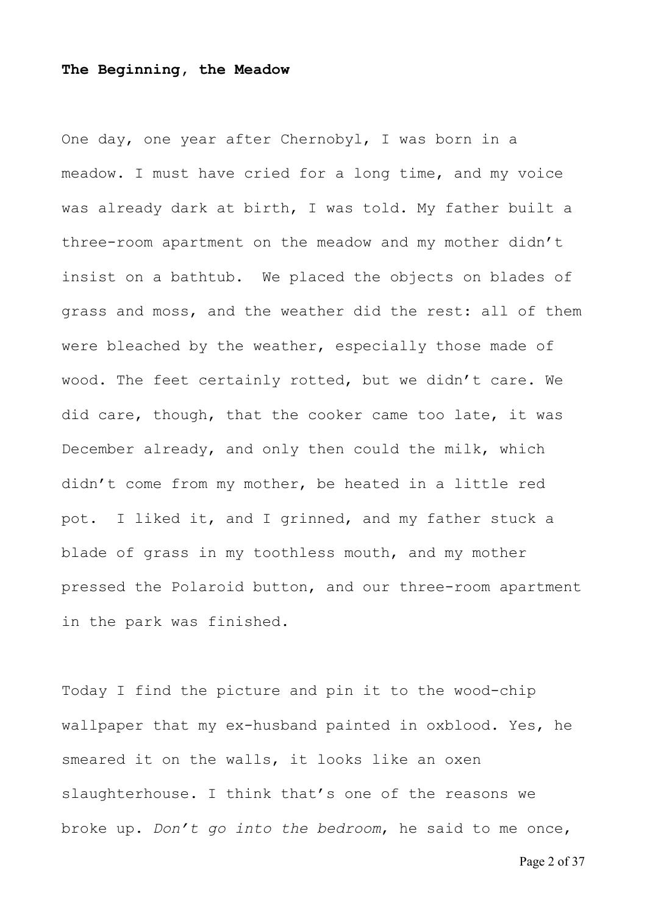**The Beginning, the Meadow**

One day, one year after Chernobyl, I was born in a meadow. I must have cried for a long time, and my voice was already dark at birth, I was told. My father built a three-room apartment on the meadow and my mother didn't insist on a bathtub. We placed the objects on blades of grass and moss, and the weather did the rest: all of them were bleached by the weather, especially those made of wood. The feet certainly rotted, but we didn't care. We did care, though, that the cooker came too late, it was December already, and only then could the milk, which didn't come from my mother, be heated in a little red pot. I liked it, and I grinned, and my father stuck a blade of grass in my toothless mouth, and my mother pressed the Polaroid button, and our three-room apartment in the park was finished.

Today I find the picture and pin it to the wood-chip wallpaper that my ex-husband painted in oxblood. Yes, he smeared it on the walls, it looks like an oxen slaughterhouse. I think that's one of the reasons we broke up. *Don't go into the bedroom*, he said to me once,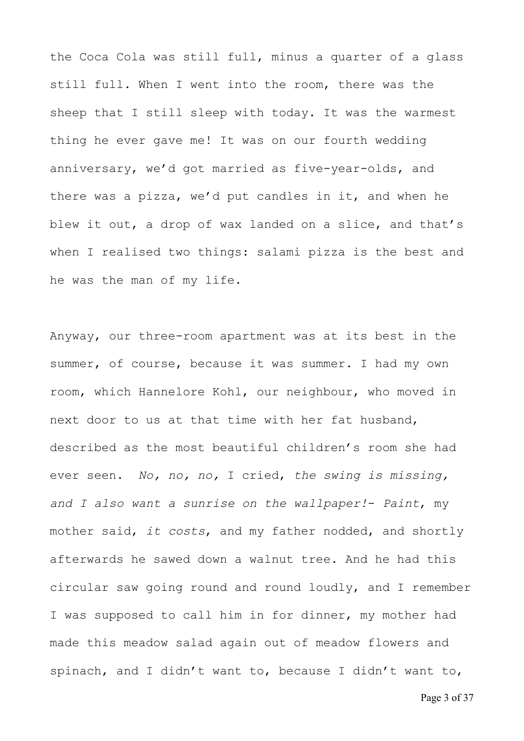the Coca Cola was still full, minus a quarter of a glass still full. When I went into the room, there was the sheep that I still sleep with today. It was the warmest thing he ever gave me! It was on our fourth wedding anniversary, we'd got married as five-year-olds, and there was a pizza, we'd put candles in it, and when he blew it out, a drop of wax landed on a slice, and that's when I realised two things: salami pizza is the best and he was the man of my life.

Anyway, our three-room apartment was at its best in the summer, of course, because it was summer. I had my own room, which Hannelore Kohl, our neighbour, who moved in next door to us at that time with her fat husband, described as the most beautiful children's room she had ever seen. *No, no, no,* I cried, *the swing is missing, and I also want a sunrise on the wallpaper!- Paint*, my mother said, *it costs*, and my father nodded, and shortly afterwards he sawed down a walnut tree. And he had this circular saw going round and round loudly, and I remember I was supposed to call him in for dinner, my mother had made this meadow salad again out of meadow flowers and spinach, and I didn't want to, because I didn't want to,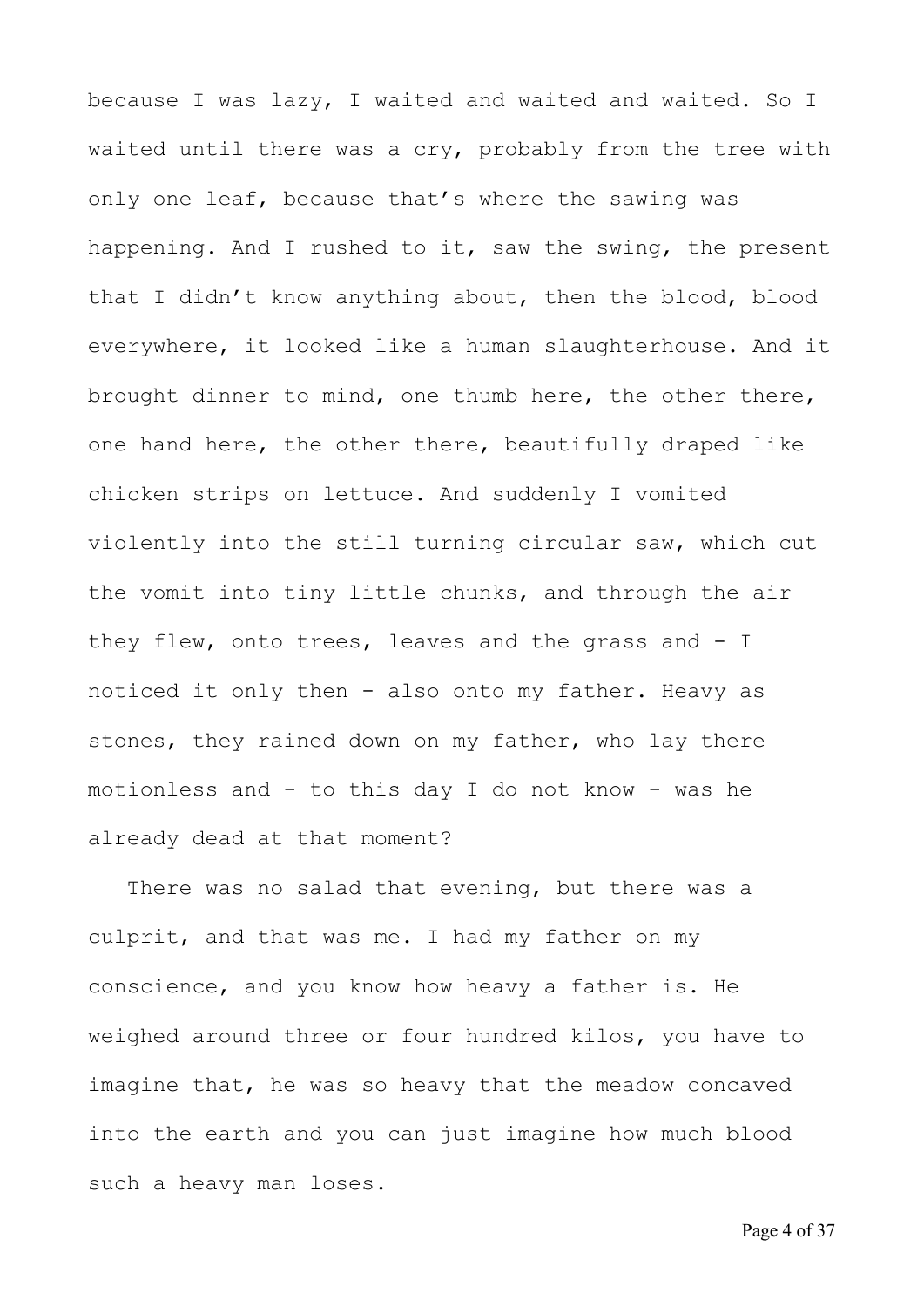because I was lazy, I waited and waited and waited. So I waited until there was a cry, probably from the tree with only one leaf, because that's where the sawing was happening. And I rushed to it, saw the swing, the present that I didn't know anything about, then the blood, blood everywhere, it looked like a human slaughterhouse. And it brought dinner to mind, one thumb here, the other there, one hand here, the other there, beautifully draped like chicken strips on lettuce. And suddenly I vomited violently into the still turning circular saw, which cut the vomit into tiny little chunks, and through the air they flew, onto trees, leaves and the grass and - I noticed it only then - also onto my father. Heavy as stones, they rained down on my father, who lay there motionless and - to this day I do not know - was he already dead at that moment?

There was no salad that evening, but there was a culprit, and that was me. I had my father on my conscience, and you know how heavy a father is. He weighed around three or four hundred kilos, you have to imagine that, he was so heavy that the meadow concaved into the earth and you can just imagine how much blood such a heavy man loses.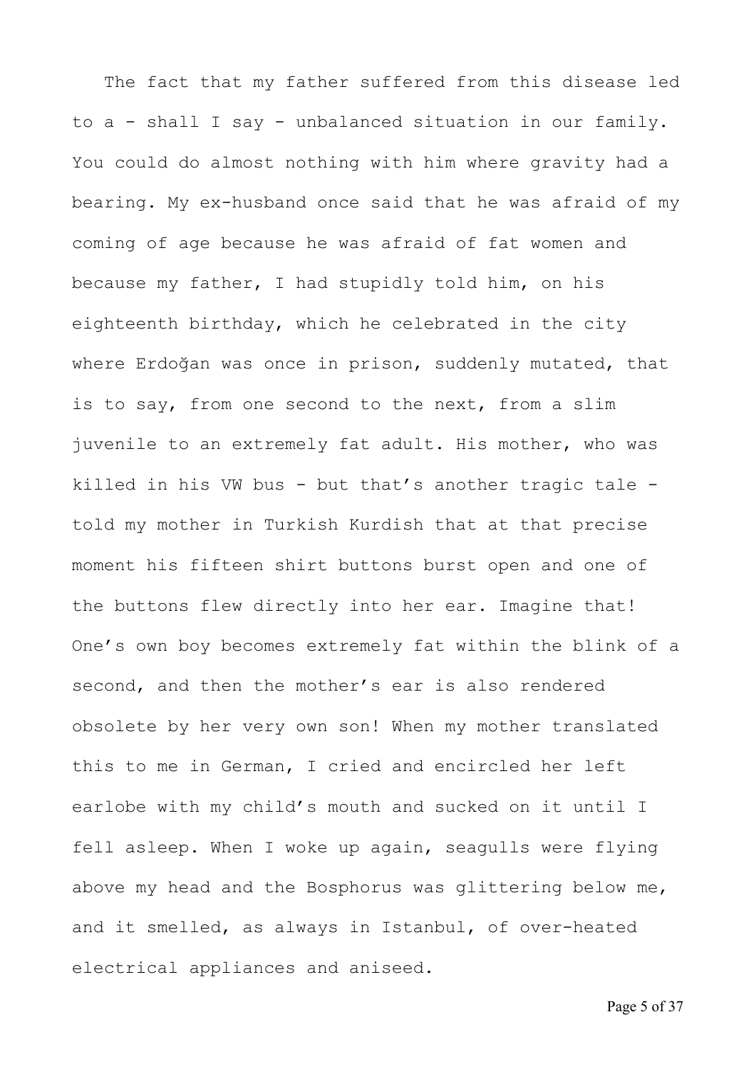The fact that my father suffered from this disease led to a - shall I say - unbalanced situation in our family. You could do almost nothing with him where gravity had a bearing. My ex-husband once said that he was afraid of my coming of age because he was afraid of fat women and because my father, I had stupidly told him, on his eighteenth birthday, which he celebrated in the city where Erdoğan was once in prison, suddenly mutated, that is to say, from one second to the next, from a slim juvenile to an extremely fat adult. His mother, who was killed in his VW bus - but that's another tragic tale - told my mother in Turkish Kurdish that at that precise moment his fifteen shirt buttons burst open and one of the buttons flew directly into her ear. Imagine that! One's own boy becomes extremely fat within the blink of a second, and then the mother's ear is also rendered obsolete by her very own son! When my mother translated this to me in German, I cried and encircled her left earlobe with my child's mouth and sucked on it until I fell asleep. When I woke up again, seagulls were flying above my head and the Bosphorus was glittering below me, and it smelled, as always in Istanbul, of over-heated electrical appliances and aniseed.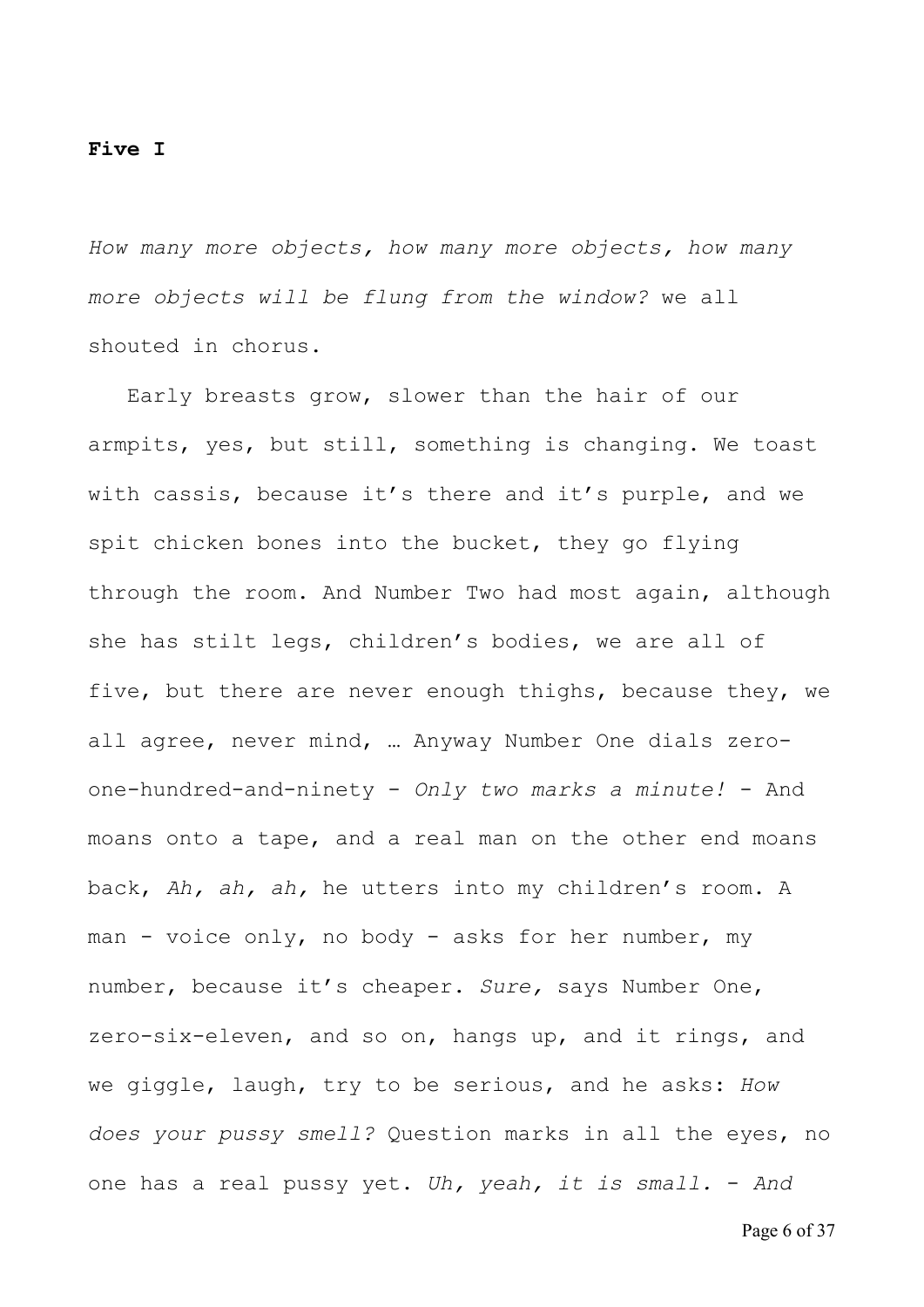**Five I**

*How many more objects, how many more objects, how many more objects will be flung from the window?* we all shouted in chorus.

Early breasts grow, slower than the hair of our armpits, yes, but still, something is changing. We toast with cassis, because it's there and it's purple, and we spit chicken bones into the bucket, they go flying through the room. And Number Two had most again, although she has stilt legs, children's bodies, we are all of five, but there are never enough thighs, because they, we all agree, never mind, … Anyway Number One dials zero-one-hundred-and-ninety - *Only two marks a minute!* - And moans onto a tape, and a real man on the other end moans back, *Ah, ah, ah,* he utters into my children's room. A man - voice only, no body - asks for her number, my number, because it's cheaper. *Sure,* says Number One, zero-six-eleven, and so on, hangs up, and it rings, and we giggle, laugh, try to be serious, and he asks: *How does your pussy smell?* Question marks in all the eyes, no one has a real pussy yet. *Uh, yeah, it is small. - And*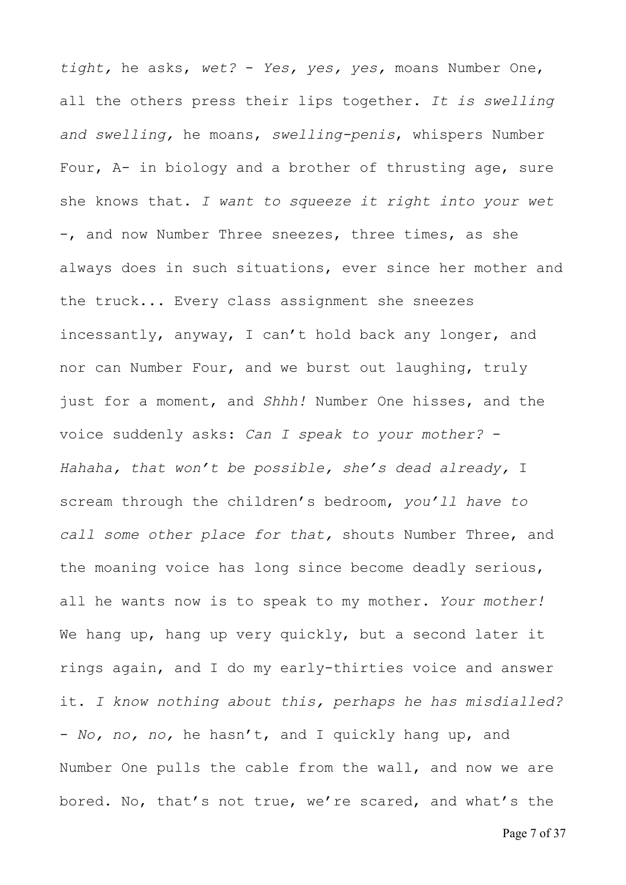*tight,* he asks, *wet?* - *Yes, yes, yes,* moans Number One, all the others press their lips together. *It is swelling and swelling,* he moans, *swelling-penis*, whispers Number Four, A- in biology and a brother of thrusting age, sure she knows that. *I want to squeeze it right into your wet* -, and now Number Three sneezes, three times, as she always does in such situations, ever since her mother and the truck... Every class assignment she sneezes incessantly, anyway, I can't hold back any longer, and nor can Number Four, and we burst out laughing, truly just for a moment, and *Shhh!* Number One hisses, and the voice suddenly asks: *Can I speak to your mother?* - *Hahaha, that won't be possible, she's dead already,* I scream through the children's bedroom, *you'll have to call some other place for that,* shouts Number Three, and the moaning voice has long since become deadly serious, all he wants now is to speak to my mother. *Your mother!* We hang up, hang up very quickly, but a second later it rings again, and I do my early-thirties voice and answer it. *I know nothing about this, perhaps he has misdialled?* - *No, no, no,* he hasn't, and I quickly hang up, and Number One pulls the cable from the wall, and now we are bored. No, that's not true, we're scared, and what's the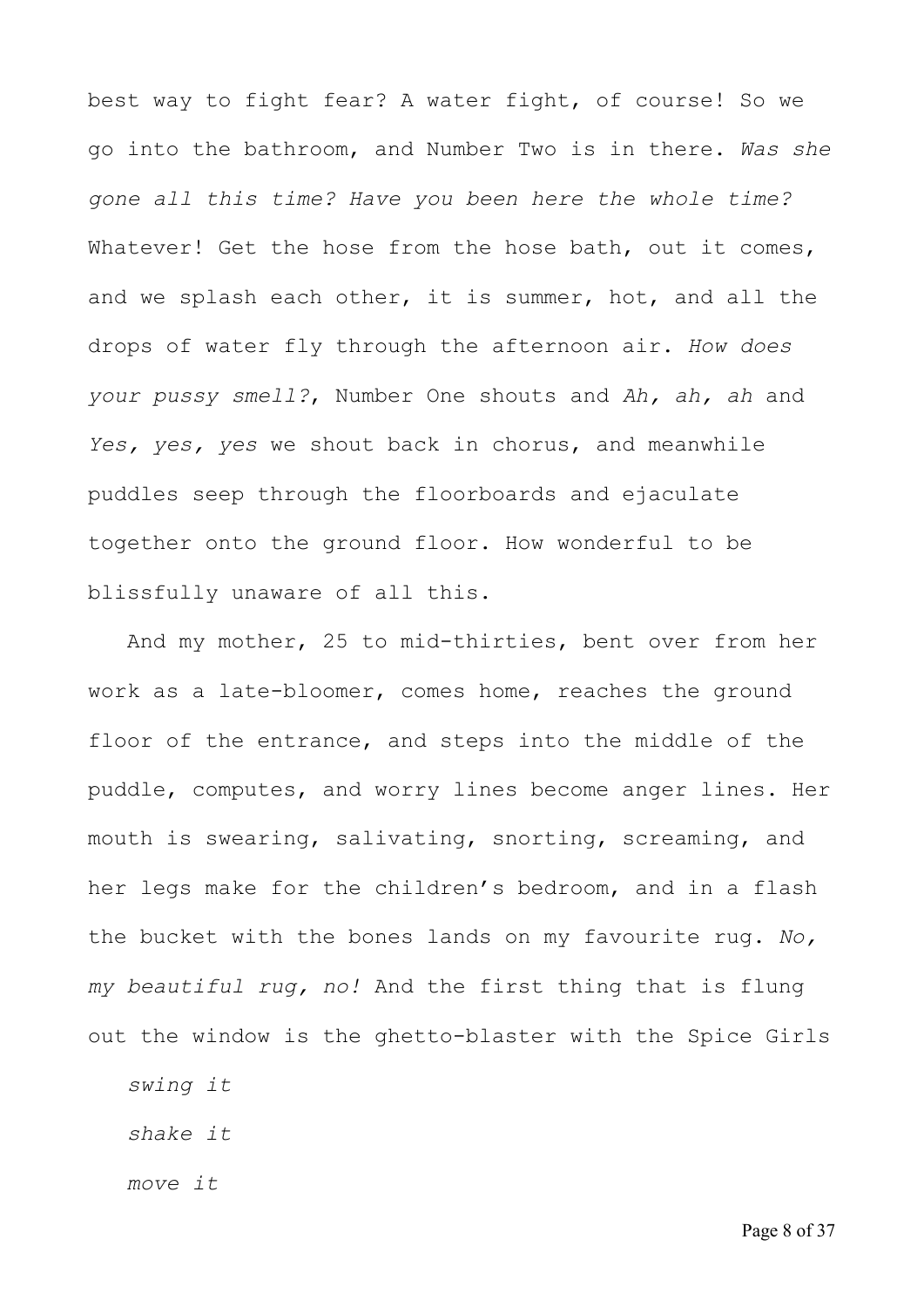best way to fight fear? A water fight, of course! So we go into the bathroom, and Number Two is in there. *Was she gone all this time? Have you been here the whole time?* Whatever! Get the hose from the hose bath, out it comes, and we splash each other, it is summer, hot, and all the drops of water fly through the afternoon air. *How does your pussy smell?*, Number One shouts and *Ah, ah, ah* and *Yes, yes, yes* we shout back in chorus, and meanwhile puddles seep through the floorboards and ejaculate together onto the ground floor. How wonderful to be blissfully unaware of all this.

And my mother, 25 to mid-thirties, bent over from her work as a late-bloomer, comes home, reaches the ground floor of the entrance, and steps into the middle of the puddle, computes, and worry lines become anger lines. Her mouth is swearing, salivating, snorting, screaming, and her legs make for the children's bedroom, and in a flash the bucket with the bones lands on my favourite rug. *No, my beautiful rug, no!* And the first thing that is flung out the window is the ghetto-blaster with the Spice Girls

*swing it*

*shake it*

*move it*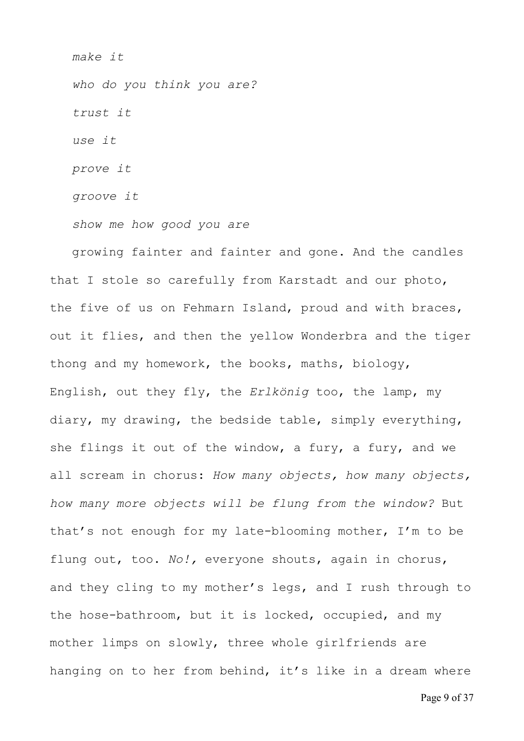*make it*

*who do you think you are?*

*trust it*

*use it*

*prove it*

*groove it*

*show me how good you are*

growing fainter and fainter and gone. And the candles that I stole so carefully from Karstadt and our photo, the five of us on Fehmarn Island, proud and with braces, out it flies, and then the yellow Wonderbra and the tiger thong and my homework, the books, maths, biology, English, out they fly, the *Erlkönig* too, the lamp, my diary, my drawing, the bedside table, simply everything, she flings it out of the window, a fury, a fury, and we all scream in chorus: *How many objects, how many objects, how many more objects will be flung from the window?* But that's not enough for my late-blooming mother, I'm to be flung out, too. *No!,* everyone shouts, again in chorus, and they cling to my mother's legs, and I rush through to the hose-bathroom, but it is locked, occupied, and my mother limps on slowly, three whole girlfriends are hanging on to her from behind, it's like in a dream where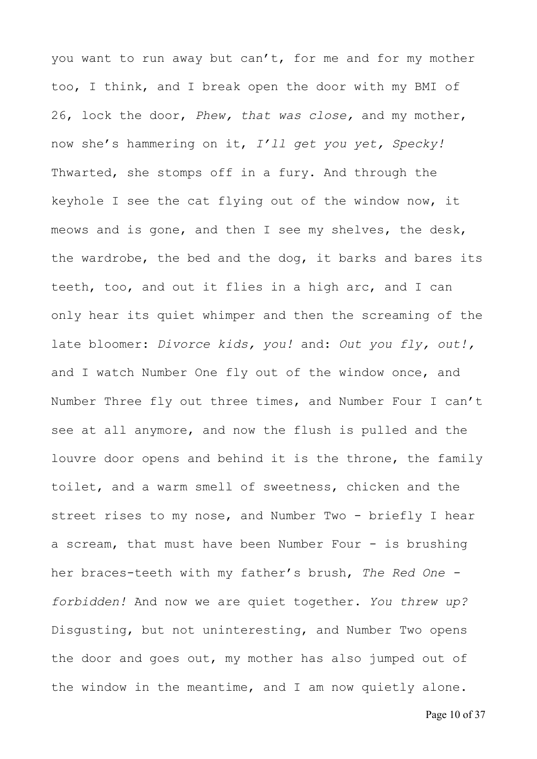you want to run away but can't, for me and for my mother too, I think, and I break open the door with my BMI of 26, lock the door, *Phew, that was close,* and my mother, now she's hammering on it, *I'll get you yet, Specky!* Thwarted, she stomps off in a fury. And through the keyhole I see the cat flying out of the window now, it meows and is gone, and then I see my shelves, the desk, the wardrobe, the bed and the dog, it barks and bares its teeth, too, and out it flies in a high arc, and I can only hear its quiet whimper and then the screaming of the late bloomer: *Divorce kids, you!* and: *Out you fly, out!*, and I watch Number One fly out of the window once, and Number Three fly out three times, and Number Four I can't see at all anymore, and now the flush is pulled and the louvre door opens and behind it is the throne, the family toilet, and a warm smell of sweetness, chicken and the street rises to my nose, and Number Two - briefly I hear a scream, that must have been Number Four - is brushing her braces-teeth with my father's brush, *The Red One - forbidden!* And now we are quiet together. *You threw up?* Disgusting, but not uninteresting, and Number Two opens the door and goes out, my mother has also jumped out of the window in the meantime, and I am now quietly alone.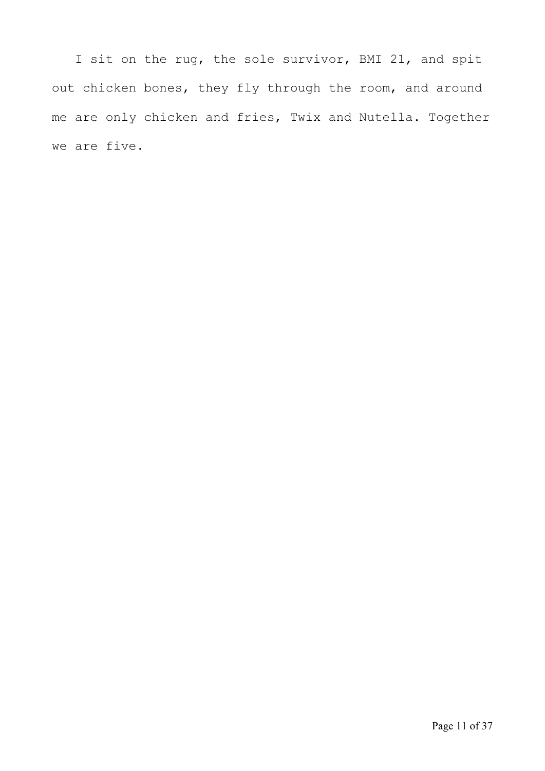I sit on the rug, the sole survivor, BMI 21, and spit out chicken bones, they fly through the room, and around me are only chicken and fries, Twix and Nutella. Together we are five.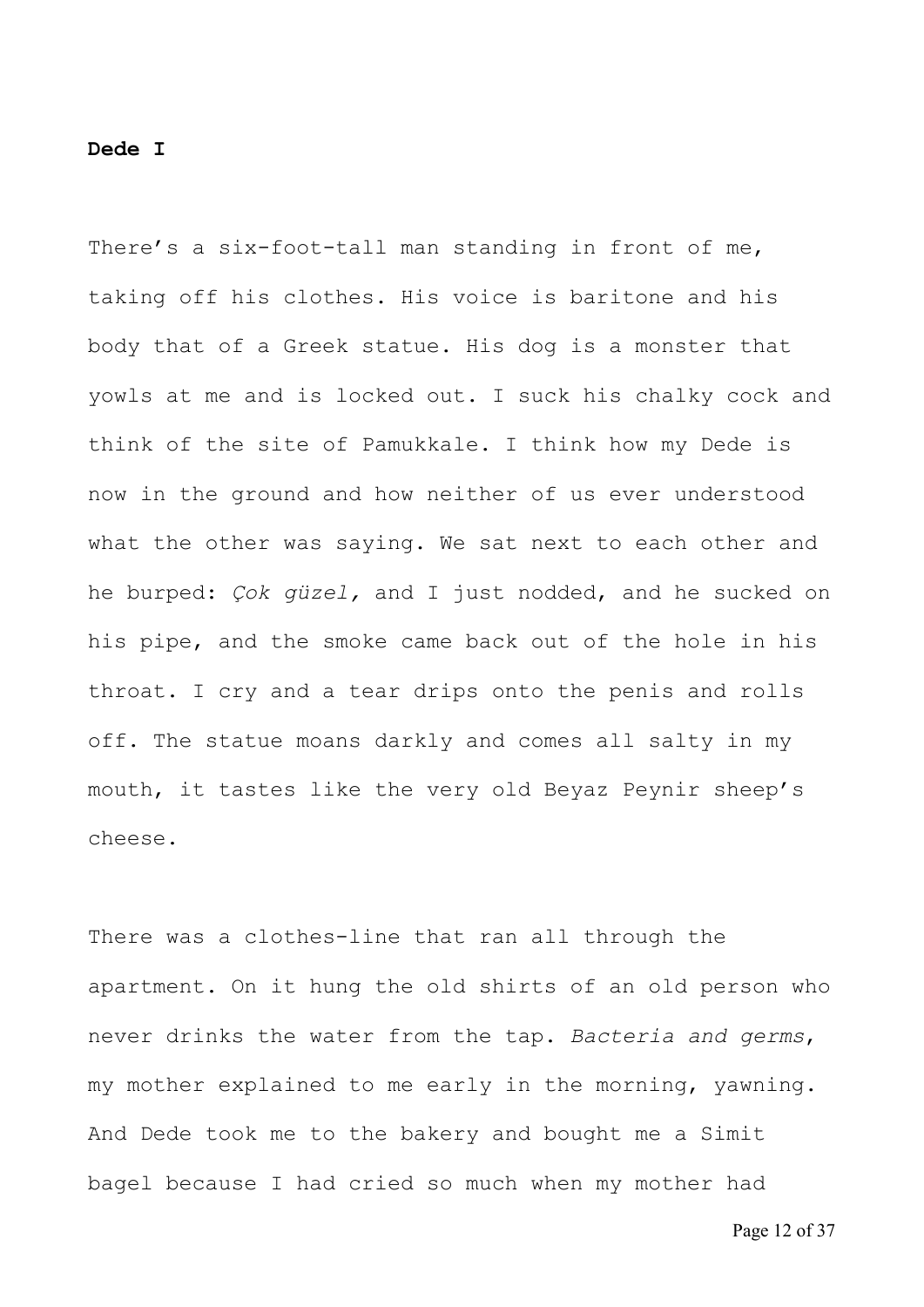**Dede I**

There's a six-foot-tall man standing in front of me, taking off his clothes. His voice is baritone and his body that of a Greek statue. His dog is a monster that yowls at me and is locked out. I suck his chalky cock and think of the site of Pamukkale. I think how my Dede is now in the ground and how neither of us ever understood what the other was saying. We sat next to each other and he burped: *Çok güzel,* and I just nodded, and he sucked on his pipe, and the smoke came back out of the hole in his throat. I cry and a tear drips onto the penis and rolls off. The statue moans darkly and comes all salty in my mouth, it tastes like the very old Beyaz Peynir sheep's cheese.

There was a clothes-line that ran all through the apartment. On it hung the old shirts of an old person who never drinks the water from the tap. *Bacteria and germs*, my mother explained to me early in the morning, yawning. And Dede took me to the bakery and bought me a Simit bagel because I had cried so much when my mother had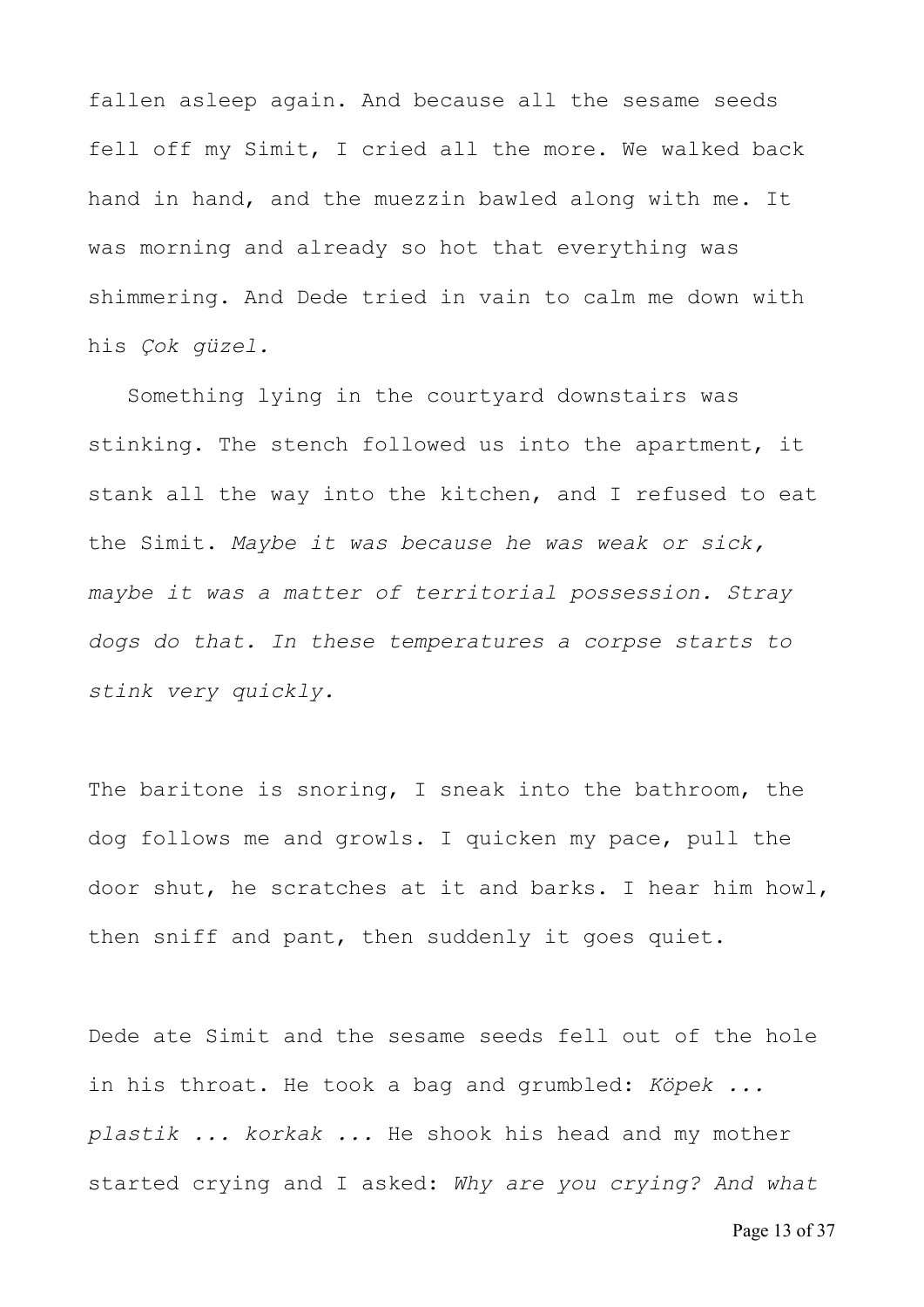fallen asleep again. And because all the sesame seeds fell off my Simit, I cried all the more. We walked back hand in hand, and the muezzin bawled along with me. It was morning and already so hot that everything was shimmering. And Dede tried in vain to calm me down with his *Çok güzel.*

Something lying in the courtyard downstairs was stinking. The stench followed us into the apartment, it stank all the way into the kitchen, and I refused to eat the Simit. *Maybe it was because he was weak or sick, maybe it was a matter of territorial possession. Stray dogs do that. In these temperatures a corpse starts to stink very quickly.*

The baritone is snoring, I sneak into the bathroom, the dog follows me and growls. I quicken my pace, pull the door shut, he scratches at it and barks. I hear him howl, then sniff and pant, then suddenly it goes quiet.

Dede ate Simit and the sesame seeds fell out of the hole in his throat. He took a bag and grumbled: *Köpek ... plastik ... korkak ...* He shook his head and my mother started crying and I asked: *Why are you crying? And what*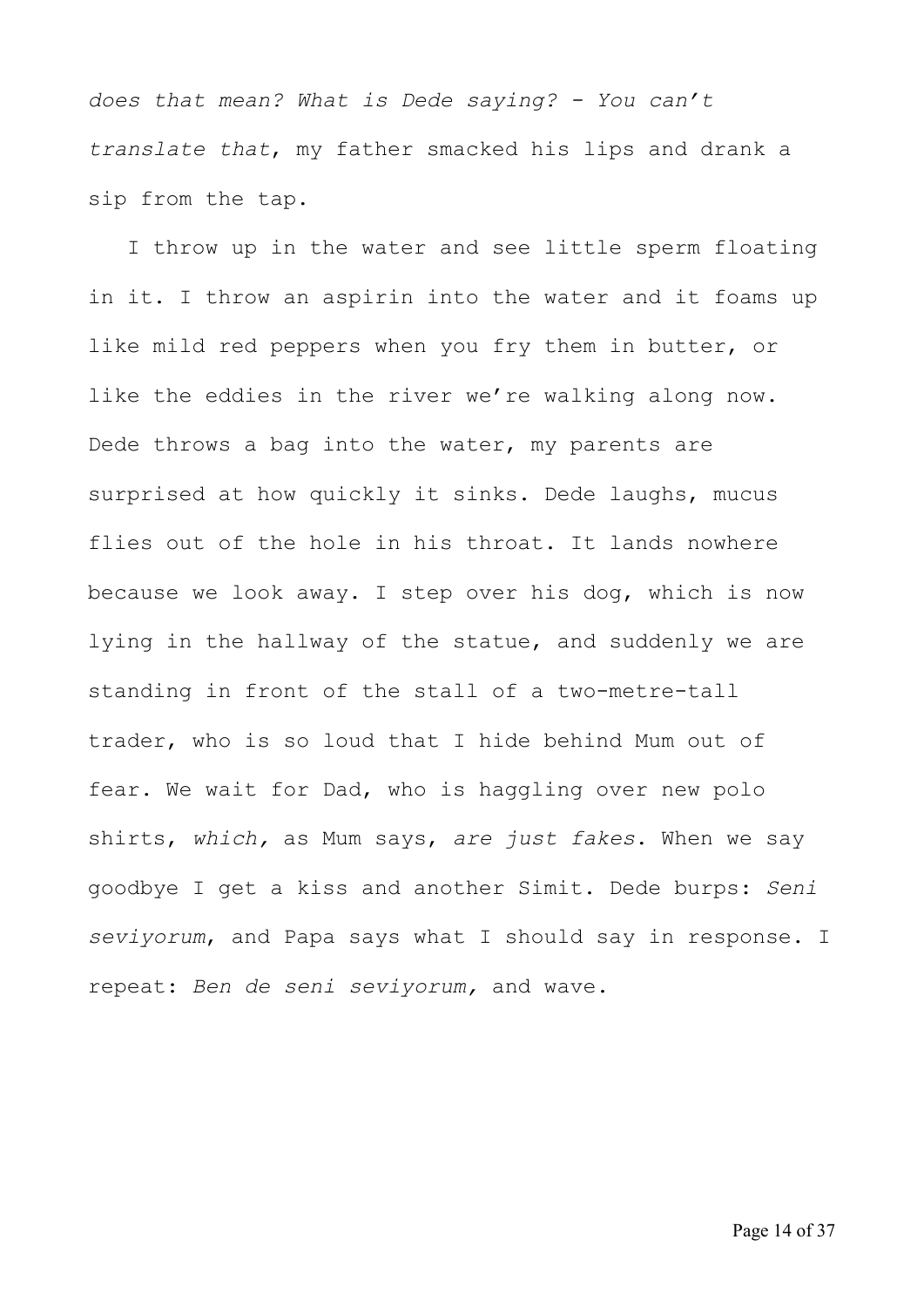*does that mean? What is Dede saying? - You can't translate that*, my father smacked his lips and drank a sip from the tap.

I throw up in the water and see little sperm floating in it. I throw an aspirin into the water and it foams up like mild red peppers when you fry them in butter, or like the eddies in the river we're walking along now. Dede throws a bag into the water, my parents are surprised at how quickly it sinks. Dede laughs, mucus flies out of the hole in his throat. It lands nowhere because we look away. I step over his dog, which is now lying in the hallway of the statue, and suddenly we are standing in front of the stall of a two-metre-tall trader, who is so loud that I hide behind Mum out of fear. We wait for Dad, who is haggling over new polo shirts, *which,* as Mum says, *are just fakes*. When we say goodbye I get a kiss and another Simit. Dede burps: *Seni seviyorum*, and Papa says what I should say in response. I repeat: *Ben de seni seviyorum,* and wave.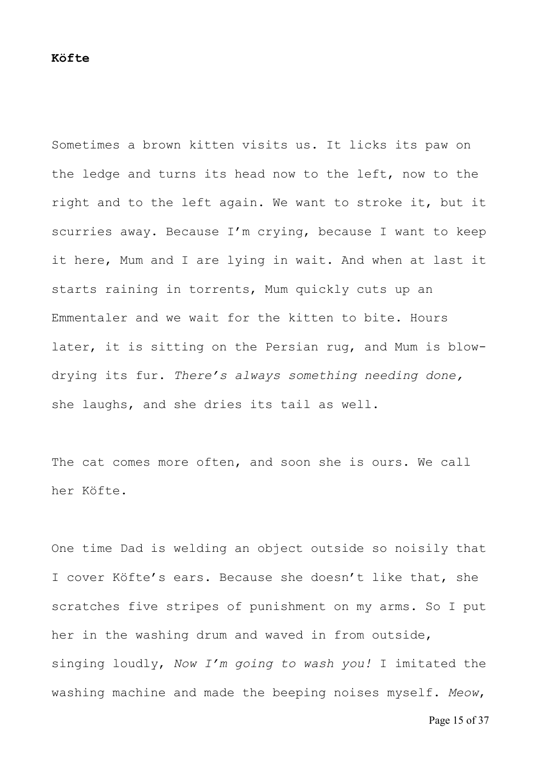**Köfte**

Sometimes a brown kitten visits us. It licks its paw on the ledge and turns its head now to the left, now to the right and to the left again. We want to stroke it, but it scurries away. Because I'm crying, because I want to keep it here, Mum and I are lying in wait. And when at last it starts raining in torrents, Mum quickly cuts up an Emmentaler and we wait for the kitten to bite. Hours later, it is sitting on the Persian rug, and Mum is blow-drying its fur. *There's always something needing done,* she laughs, and she dries its tail as well.

The cat comes more often, and soon she is ours. We call her Köfte.

One time Dad is welding an object outside so noisily that I cover Köfte's ears. Because she doesn't like that, she scratches five stripes of punishment on my arms. So I put her in the washing drum and waved in from outside, singing loudly, *Now I'm going to wash you!* I imitated the washing machine and made the beeping noises myself. *Meow*,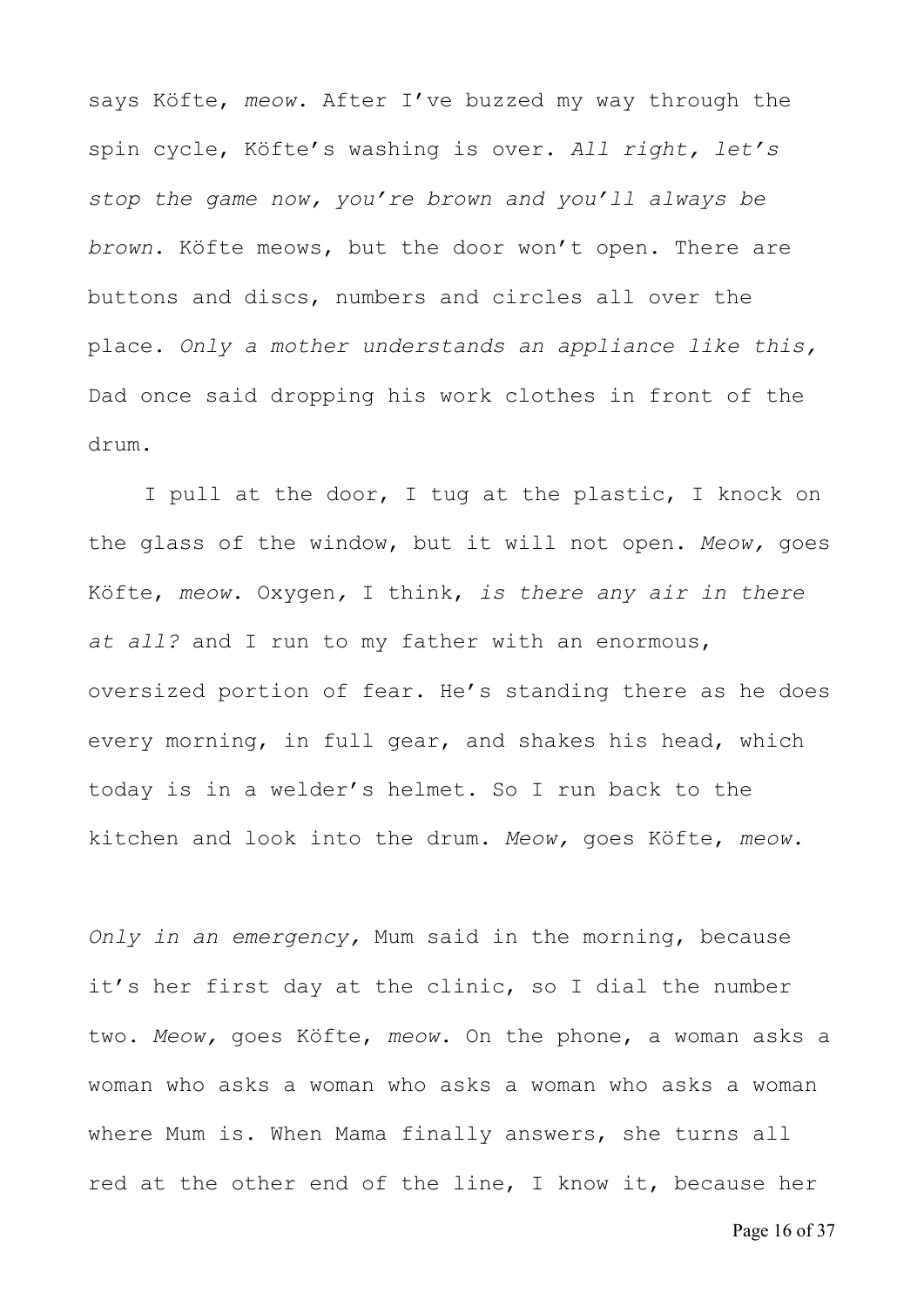says Köfte, *meow*. After I've buzzed my way through the spin cycle, Köfte's washing is over. *All right, let's stop the game now, you're brown and you'll always be brown*. Köfte meows, but the door won't open. There are buttons and discs, numbers and circles all over the place. *Only a mother understands an appliance like this,* Dad once said dropping his work clothes in front of the drum.

I pull at the door, I tug at the plastic, I knock on the glass of the window, but it will not open. *Meow,* goes Köfte, *meow*. Oxygen, I think, *is there any air in there at all?* and I run to my father with an enormous, oversized portion of fear. He's standing there as he does every morning, in full gear, and shakes his head, which today is in a welder's helmet. So I run back to the kitchen and look into the drum. *Meow,* goes Köfte, *meow.*

*Only in an emergency,* Mum said in the morning, because it's her first day at the clinic, so I dial the number two. *Meow,* goes Köfte, *meow*. On the phone, a woman asks a woman who asks a woman who asks a woman who asks a woman where Mum is. When Mama finally answers, she turns all red at the other end of the line, I know it, because her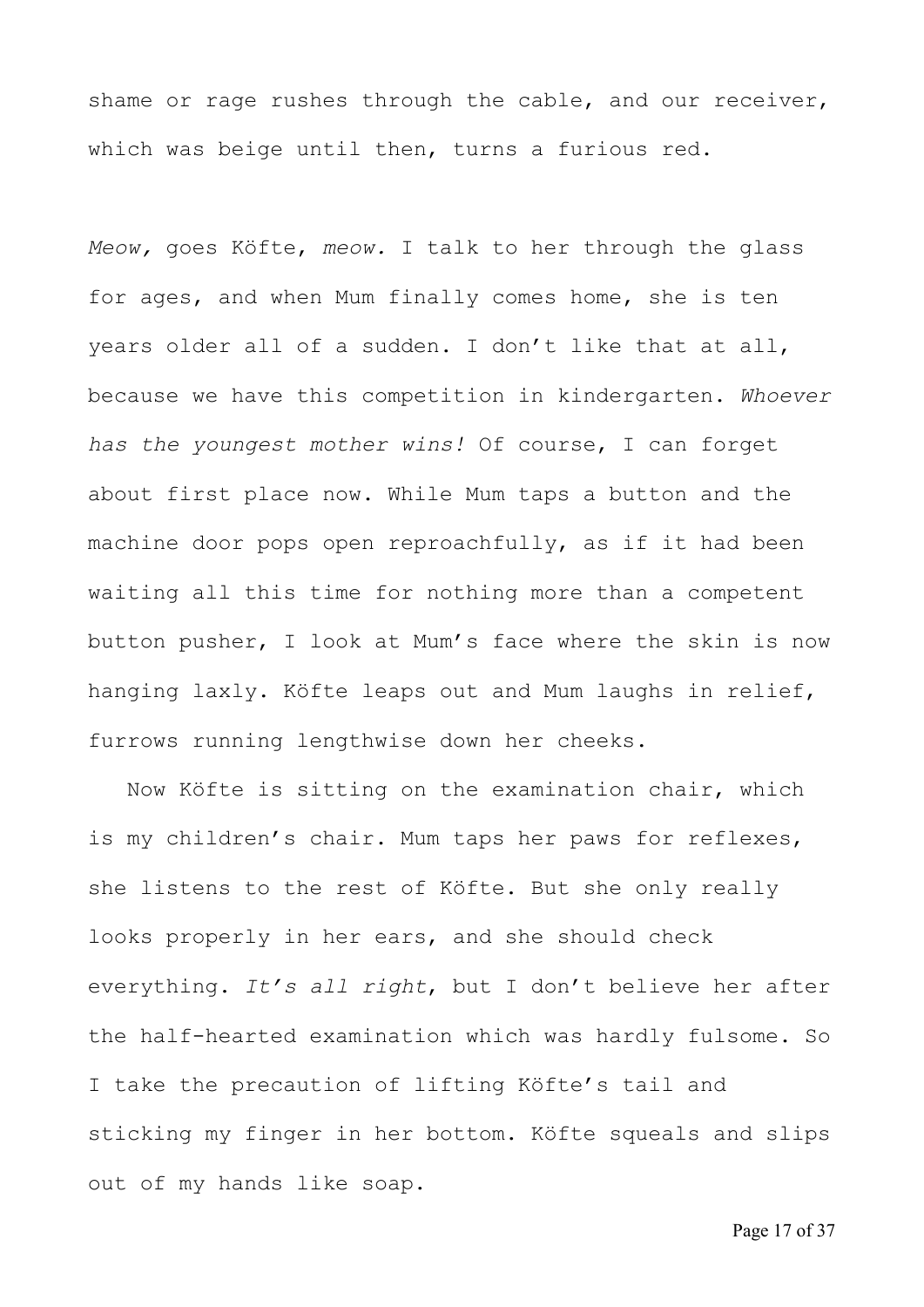shame or rage rushes through the cable, and our receiver, which was beige until then, turns a furious red.

*Meow,* goes Köfte, *meow.* I talk to her through the glass for ages, and when Mum finally comes home, she is ten years older all of a sudden. I don't like that at all, because we have this competition in kindergarten. *Whoever has the youngest mother wins!* Of course, I can forget about first place now. While Mum taps a button and the machine door pops open reproachfully, as if it had been waiting all this time for nothing more than a competent button pusher, I look at Mum's face where the skin is now hanging laxly. Köfte leaps out and Mum laughs in relief, furrows running lengthwise down her cheeks.

Now Köfte is sitting on the examination chair, which is my children's chair. Mum taps her paws for reflexes, she listens to the rest of Köfte. But she only really looks properly in her ears, and she should check everything. *It's all right*, but I don't believe her after the half-hearted examination which was hardly fulsome. So I take the precaution of lifting Köfte's tail and sticking my finger in her bottom. Köfte squeals and slips out of my hands like soap.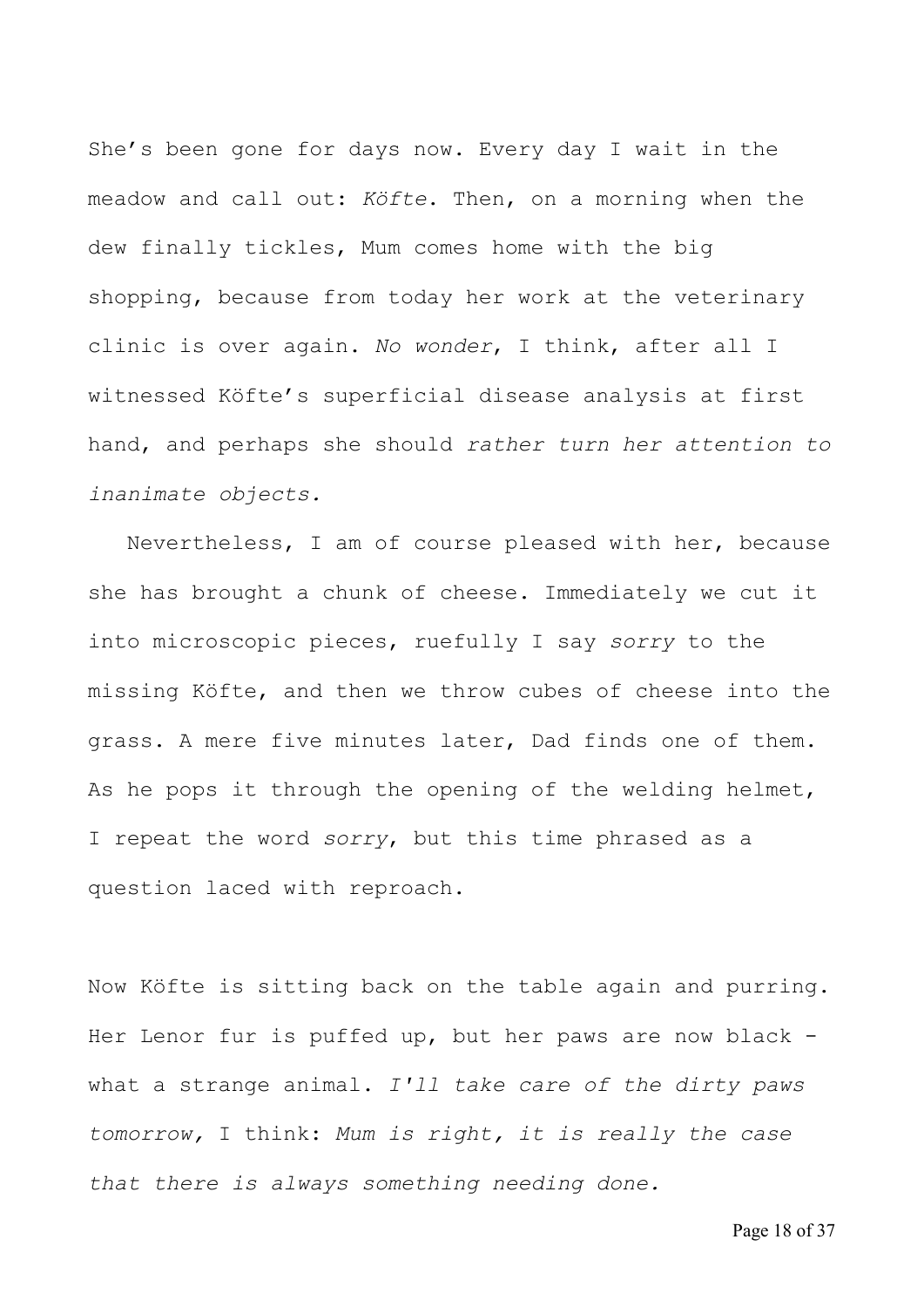She's been gone for days now. Every day I wait in the meadow and call out: *Köfte*. Then, on a morning when the dew finally tickles, Mum comes home with the big shopping, because from today her work at the veterinary clinic is over again. *No wonder*, I think, after all I witnessed Köfte's superficial disease analysis at first hand, and perhaps she should *rather turn her attention to inanimate objects.*

Nevertheless, I am of course pleased with her, because she has brought a chunk of cheese. Immediately we cut it into microscopic pieces, ruefully I say *sorry* to the missing Köfte, and then we throw cubes of cheese into the grass. A mere five minutes later, Dad finds one of them. As he pops it through the opening of the welding helmet, I repeat the word *sorry*, but this time phrased as a question laced with reproach.

Now Köfte is sitting back on the table again and purring. Her Lenor fur is puffed up, but her paws are now black - what a strange animal. *I'll take care of the dirty paws tomorrow,* I think: *Mum is right, it is really the case that there is always something needing done.*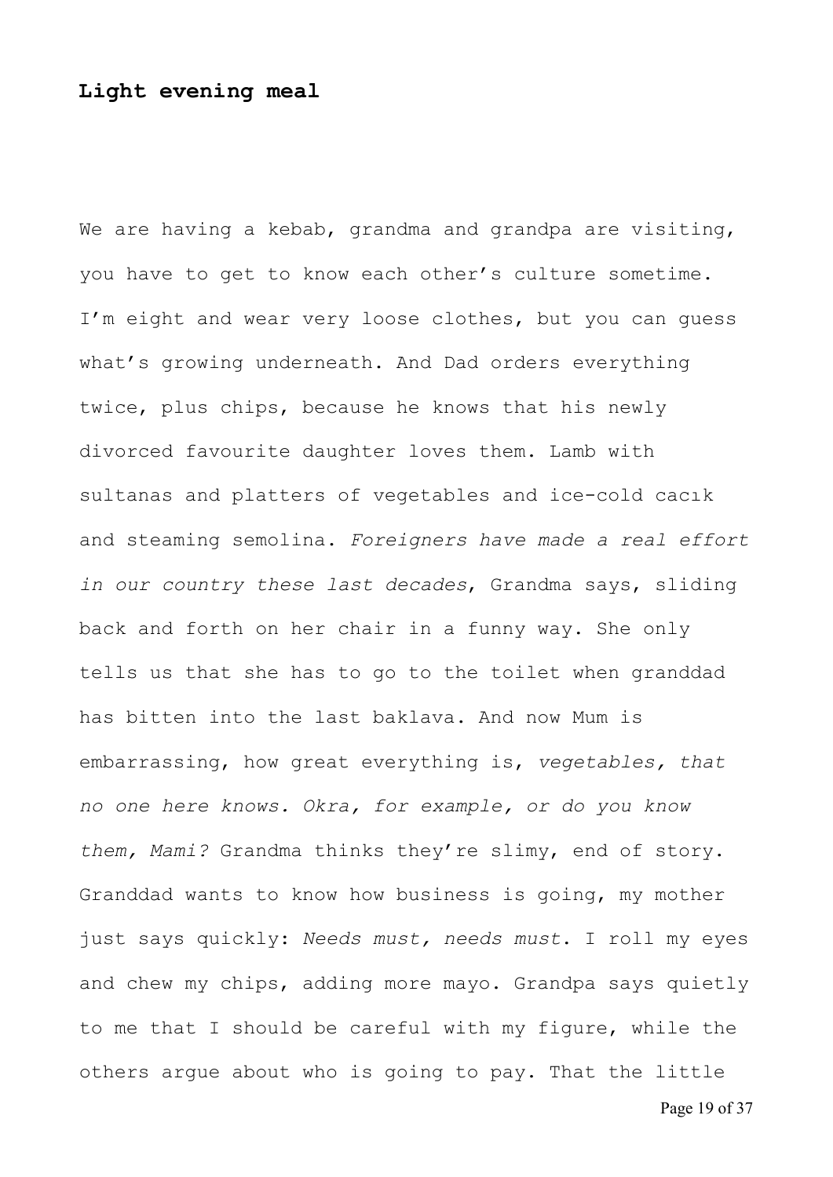**Light evening meal**

We are having a kebab, grandma and grandpa are visiting, you have to get to know each other's culture sometime. I'm eight and wear very loose clothes, but you can guess what's growing underneath. And Dad orders everything twice, plus chips, because he knows that his newly divorced favourite daughter loves them. Lamb with sultanas and platters of vegetables and ice-cold cacık and steaming semolina. *Foreigners have made a real effort in our country these last decades*, Grandma says, sliding back and forth on her chair in a funny way. She only tells us that she has to go to the toilet when granddad has bitten into the last baklava. And now Mum is embarrassing, how great everything is, *vegetables, that no one here knows. Okra, for example, or do you know them, Mami?* Grandma thinks they're slimy, end of story. Granddad wants to know how business is going, my mother just says quickly: *Needs must, needs must*. I roll my eyes and chew my chips, adding more mayo. Grandpa says quietly to me that I should be careful with my figure, while the others argue about who is going to pay. That the little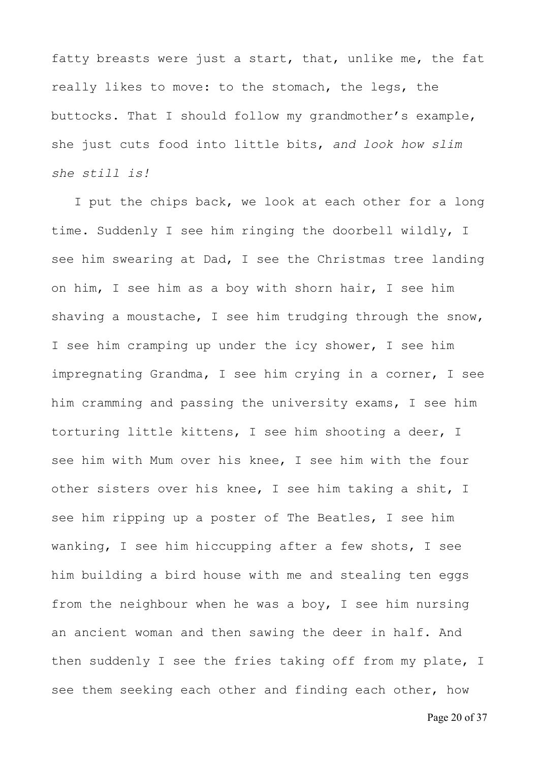fatty breasts were just a start, that, unlike me, the fat really likes to move: to the stomach, the legs, the buttocks. That I should follow my grandmother's example, she just cuts food into little bits, *and look how slim she still is!*

I put the chips back, we look at each other for a long time. Suddenly I see him ringing the doorbell wildly, I see him swearing at Dad, I see the Christmas tree landing on him, I see him as a boy with shorn hair, I see him shaving a moustache, I see him trudging through the snow, I see him cramping up under the icy shower, I see him impregnating Grandma, I see him crying in a corner, I see him cramming and passing the university exams, I see him torturing little kittens, I see him shooting a deer, I see him with Mum over his knee, I see him with the four other sisters over his knee, I see him taking a shit, I see him ripping up a poster of The Beatles, I see him wanking, I see him hiccupping after a few shots, I see him building a bird house with me and stealing ten eggs from the neighbour when he was a boy, I see him nursing an ancient woman and then sawing the deer in half. And then suddenly I see the fries taking off from my plate, I see them seeking each other and finding each other, how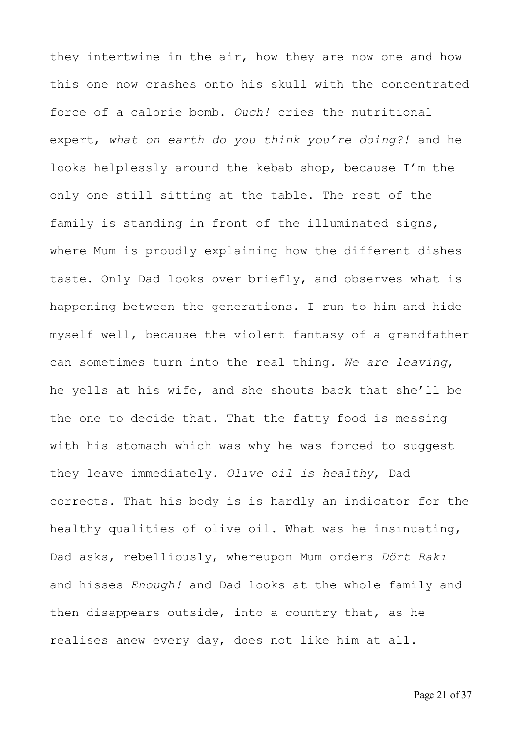they intertwine in the air, how they are now one and how this one now crashes onto his skull with the concentrated force of a calorie bomb. *Ouch!* cries the nutritional expert, *what on earth do you think you're doing?!* and he looks helplessly around the kebab shop, because I'm the only one still sitting at the table. The rest of the family is standing in front of the illuminated signs, where Mum is proudly explaining how the different dishes taste. Only Dad looks over briefly, and observes what is happening between the generations. I run to him and hide myself well, because the violent fantasy of a grandfather can sometimes turn into the real thing. *We are leaving*, he yells at his wife, and she shouts back that she'll be the one to decide that. That the fatty food is messing with his stomach which was why he was forced to suggest they leave immediately. *Olive oil is healthy*, Dad corrects. That his body is is hardly an indicator for the healthy qualities of olive oil. What was he insinuating, Dad asks, rebelliously, whereupon Mum orders *Dört Rakı* and hisses *Enough!* and Dad looks at the whole family and then disappears outside, into a country that, as he realises anew every day, does not like him at all.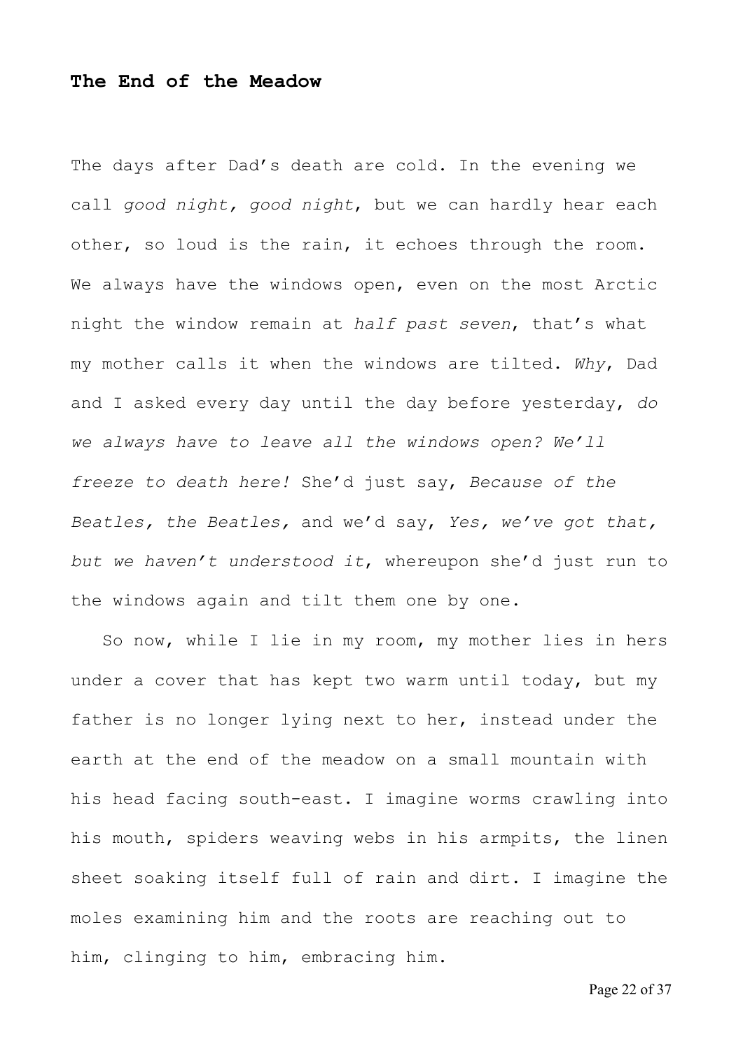## The End of the Meadow

The days after Dad's death are cold. In the evening we call *good night, good night*, but we can hardly hear each other, so loud is the rain, it echoes through the room. We always have the windows open, even on the most Arctic night the window remain at *half past seven*, that's what my mother calls it when the windows are tilted. *Why*, Dad and I asked every day until the day before yesterday, *do we always have to leave all the windows open? We'll freeze to death here!* She'd just say, *Because of the Beatles, the Beatles,* and we'd say, *Yes, we've got that, but we haven't understood it*, whereupon she'd just run to the windows again and tilt them one by one.

So now, while I lie in my room, my mother lies in hers under a cover that has kept two warm until today, but my father is no longer lying next to her, instead under the earth at the end of the meadow on a small mountain with his head facing south-east. I imagine worms crawling into his mouth, spiders weaving webs in his armpits, the linen sheet soaking itself full of rain and dirt. I imagine the moles examining him and the roots are reaching out to him, clinging to him, embracing him.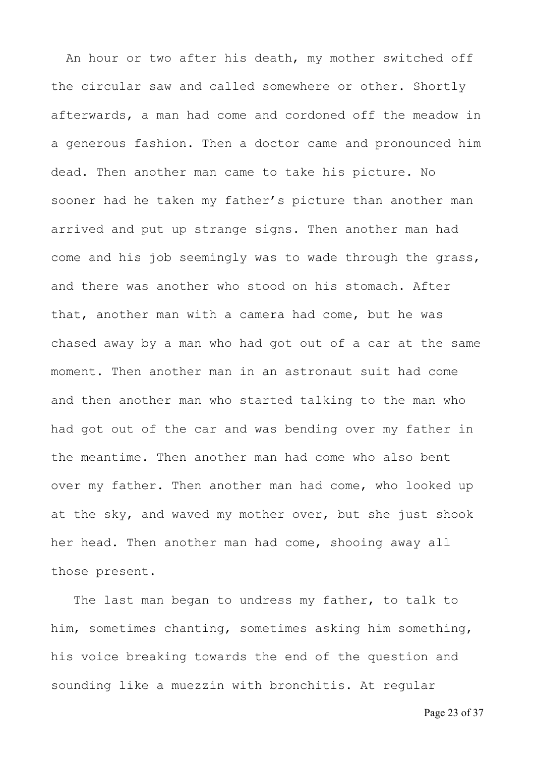An hour or two after his death, my mother switched off the circular saw and called somewhere or other. Shortly afterwards, a man had come and cordoned off the meadow in a generous fashion. Then a doctor came and pronounced him dead. Then another man came to take his picture. No sooner had he taken my father's picture than another man arrived and put up strange signs. Then another man had come and his job seemingly was to wade through the grass, and there was another who stood on his stomach. After that, another man with a camera had come, but he was chased away by a man who had got out of a car at the same moment. Then another man in an astronaut suit had come and then another man who started talking to the man who had got out of the car and was bending over my father in the meantime. Then another man had come who also bent over my father. Then another man had come, who looked up at the sky, and waved my mother over, but she just shook her head. Then another man had come, shooing away all those present.

The last man began to undress my father, to talk to him, sometimes chanting, sometimes asking him something, his voice breaking towards the end of the question and sounding like a muezzin with bronchitis. At regular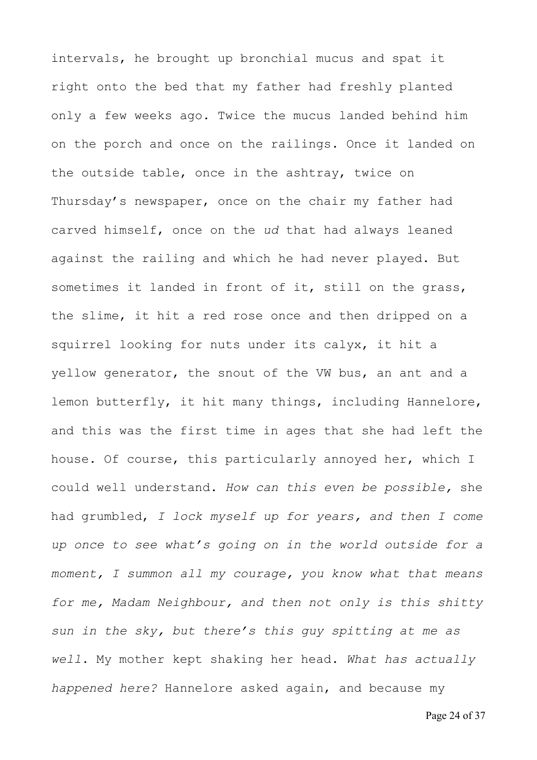intervals, he brought up bronchial mucus and spat it right onto the bed that my father had freshly planted only a few weeks ago. Twice the mucus landed behind him on the porch and once on the railings. Once it landed on the outside table, once in the ashtray, twice on Thursday's newspaper, once on the chair my father had carved himself, once on the *ud* that had always leaned against the railing and which he had never played. But sometimes it landed in front of it, still on the grass, the slime, it hit a red rose once and then dripped on a squirrel looking for nuts under its calyx, it hit a yellow generator, the snout of the VW bus, an ant and a lemon butterfly, it hit many things, including Hannelore, and this was the first time in ages that she had left the house. Of course, this particularly annoyed her, which I could well understand. *How can this even be possible,* she had grumbled, *I lock myself up for years, and then I come up once to see what's going on in the world outside for a moment, I summon all my courage, you know what that means for me, Madam Neighbour, and then not only is this shitty sun in the sky, but there's this guy spitting at me as well.* My mother kept shaking her head. *What has actually happened here?* Hannelore asked again, and because my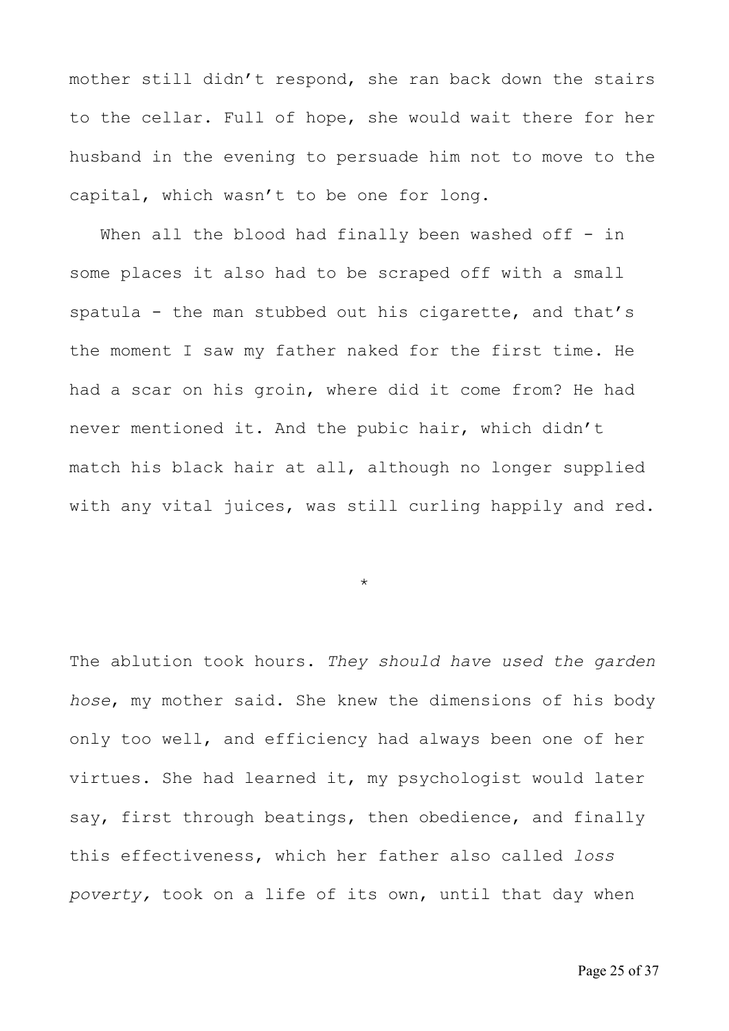mother still didn't respond, she ran back down the stairs to the cellar. Full of hope, she would wait there for her husband in the evening to persuade him not to move to the capital, which wasn't to be one for long.

When all the blood had finally been washed off - in some places it also had to be scraped off with a small spatula - the man stubbed out his cigarette, and that's the moment I saw my father naked for the first time. He had a scar on his groin, where did it come from? He had never mentioned it. And the pubic hair, which didn't match his black hair at all, although no longer supplied with any vital juices, was still curling happily and red.

*

The ablution took hours. *They should have used the garden hose*, my mother said. She knew the dimensions of his body only too well, and efficiency had always been one of her virtues. She had learned it, my psychologist would later say, first through beatings, then obedience, and finally this effectiveness, which her father also called *loss poverty*, took on a life of its own, until that day when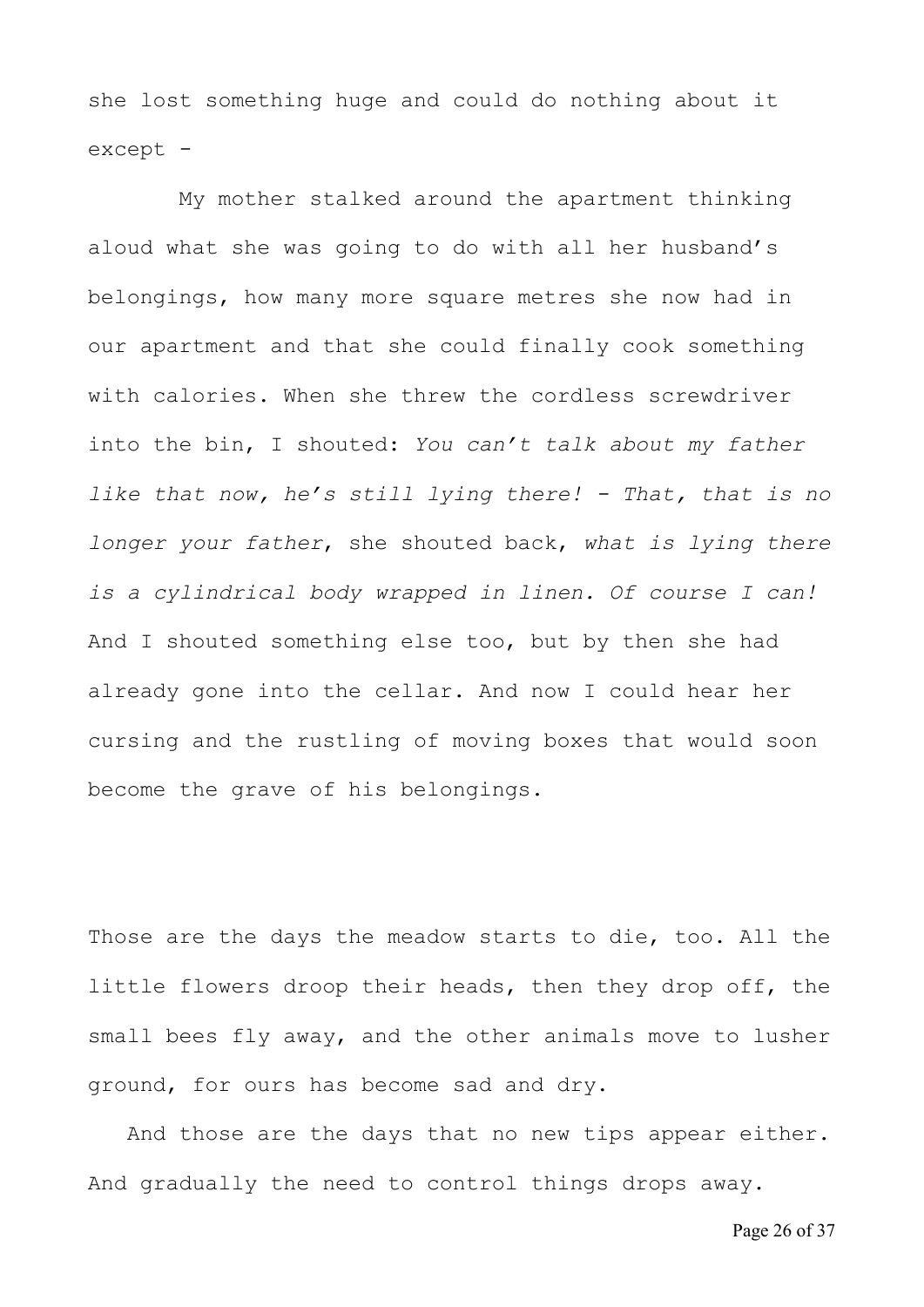she lost something huge and could do nothing about it except -

My mother stalked around the apartment thinking aloud what she was going to do with all her husband's belongings, how many more square metres she now had in our apartment and that she could finally cook something with calories. When she threw the cordless screwdriver into the bin, I shouted: *You can't talk about my father like that now, he's still lying there! - That, that is no longer your father*, she shouted back, *what is lying there is a cylindrical body wrapped in linen. Of course I can!* And I shouted something else too, but by then she had already gone into the cellar. And now I could hear her cursing and the rustling of moving boxes that would soon become the grave of his belongings.

Those are the days the meadow starts to die, too. All the little flowers droop their heads, then they drop off, the small bees fly away, and the other animals move to lusher ground, for ours has become sad and dry.

And those are the days that no new tips appear either. And gradually the need to control things drops away.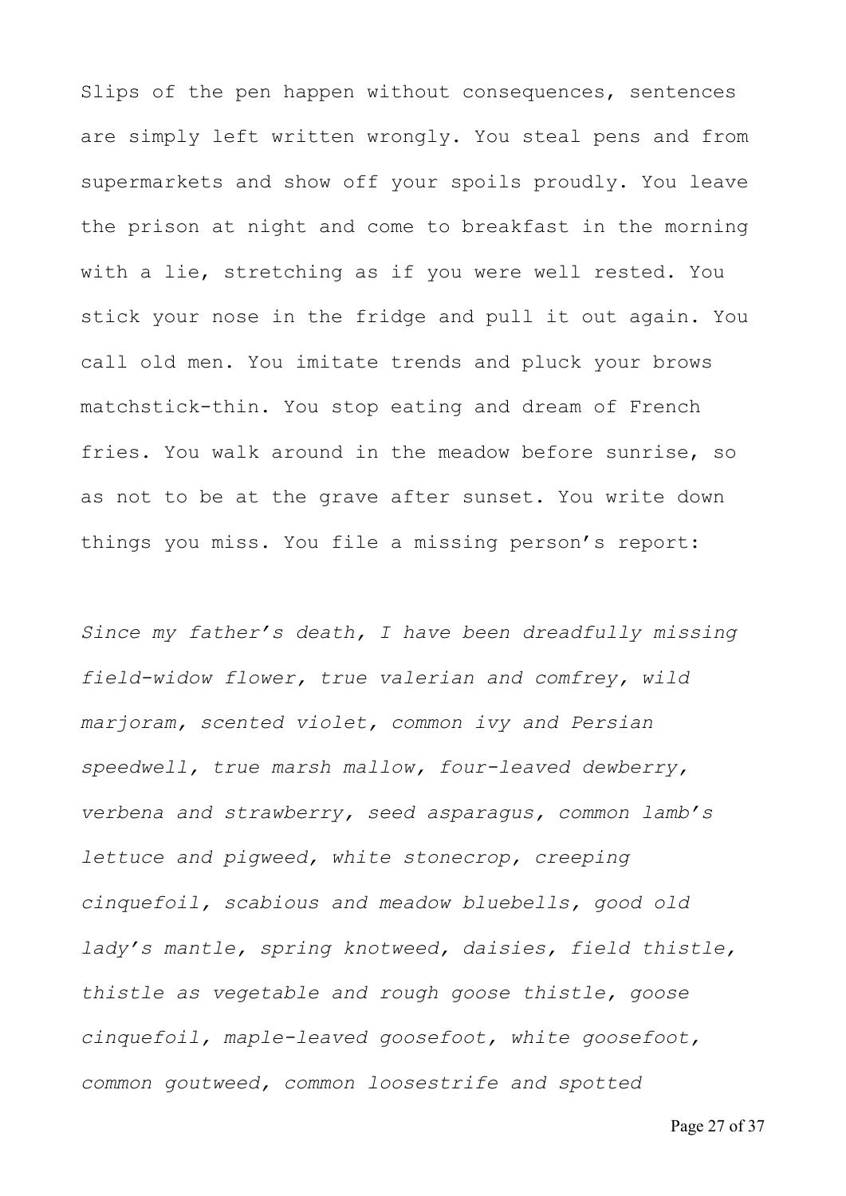Slips of the pen happen without consequences, sentences are simply left written wrongly. You steal pens and from supermarkets and show off your spoils proudly. You leave the prison at night and come to breakfast in the morning with a lie, stretching as if you were well rested. You stick your nose in the fridge and pull it out again. You call old men. You imitate trends and pluck your brows matchstick-thin. You stop eating and dream of French fries. You walk around in the meadow before sunrise, so as not to be at the grave after sunset. You write down things you miss. You file a missing person's report:

*Since my father's death, I have been dreadfully missing field-widow flower, true valerian and comfrey, wild marjoram, scented violet, common ivy and Persian speedwell, true marsh mallow, four-leaved dewberry, verbena and strawberry, seed asparagus, common lamb's lettuce and pigweed, white stonecrop, creeping cinquefoil, scabious and meadow bluebells, good old lady's mantle, spring knotweed, daisies, field thistle, thistle as vegetable and rough goose thistle, goose cinquefoil, maple-leaved goosefoot, white goosefoot, common goutweed, common loosestrife and spotted*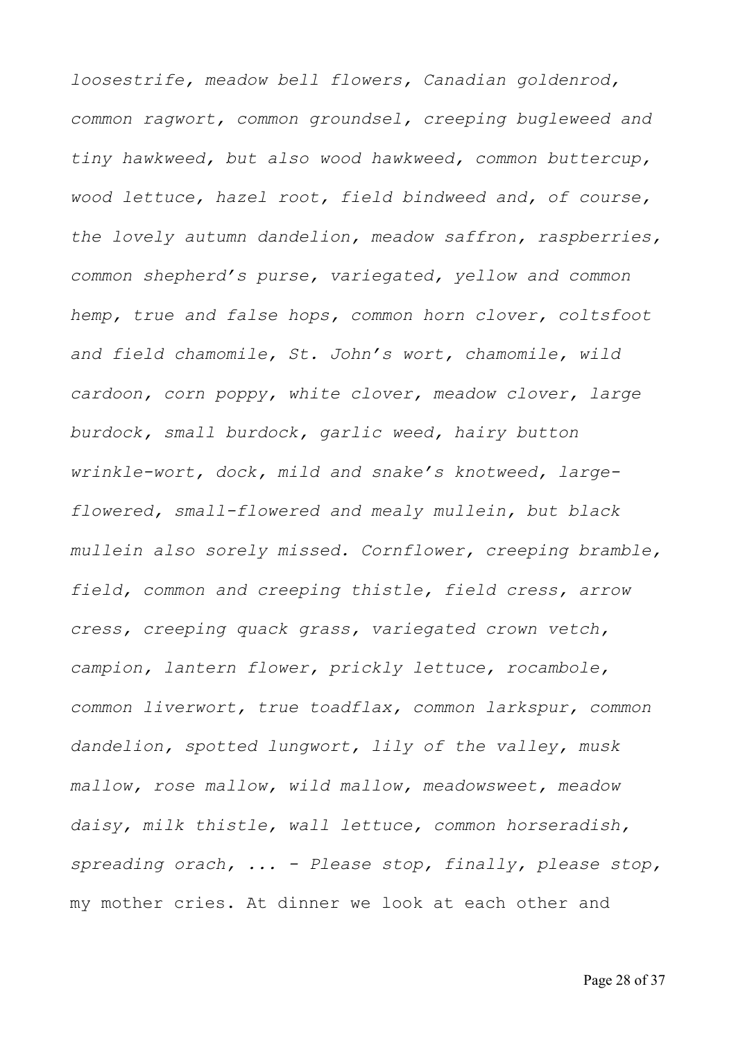*loosestrife, meadow bell flowers, Canadian goldenrod, common ragwort, common groundsel, creeping bugleweed and tiny hawkweed, but also wood hawkweed, common buttercup, wood lettuce, hazel root, field bindweed and, of course, the lovely autumn dandelion, meadow saffron, raspberries, common shepherd's purse, variegated, yellow and common hemp, true and false hops, common horn clover, coltsfoot and field chamomile, St. John's wort, chamomile, wild cardoon, corn poppy, white clover, meadow clover, large burdock, small burdock, garlic weed, hairy button wrinkle-wort, dock, mild and snake's knotweed, large-flowered, small-flowered and mealy mullein, but black mullein also sorely missed. Cornflower, creeping bramble, field, common and creeping thistle, field cress, arrow cress, creeping quack grass, variegated crown vetch, campion, lantern flower, prickly lettuce, rocambole, common liverwort, true toadflax, common larkspur, common dandelion, spotted lungwort, lily of the valley, musk mallow, rose mallow, wild mallow, meadowsweet, meadow daisy, milk thistle, wall lettuce, common horseradish, spreading orach, ... - Please stop, finally, please stop,* my mother cries. At dinner we look at each other and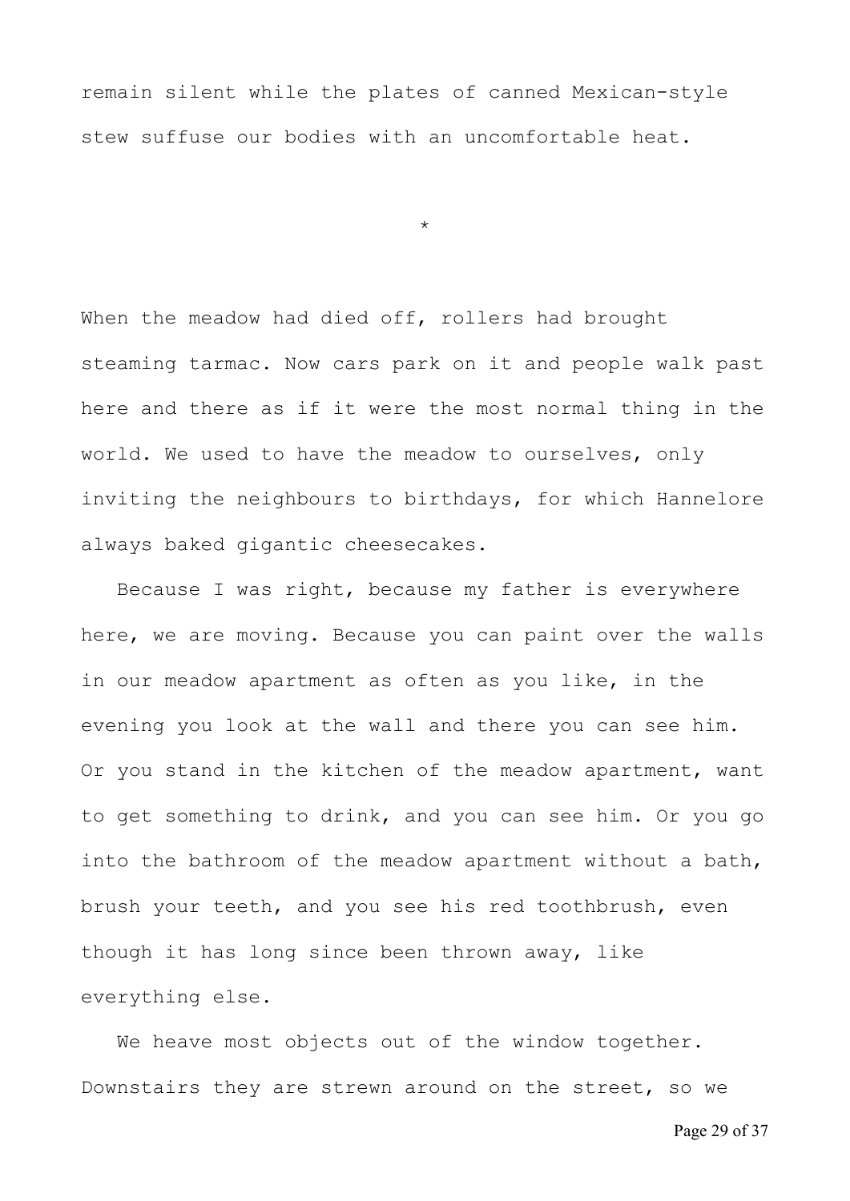remain silent while the plates of canned Mexican-style stew suffuse our bodies with an uncomfortable heat.

*

When the meadow had died off, rollers had brought steaming tarmac. Now cars park on it and people walk past here and there as if it were the most normal thing in the world. We used to have the meadow to ourselves, only inviting the neighbours to birthdays, for which Hannelore always baked gigantic cheesecakes.

Because I was right, because my father is everywhere here, we are moving. Because you can paint over the walls in our meadow apartment as often as you like, in the evening you look at the wall and there you can see him. Or you stand in the kitchen of the meadow apartment, want to get something to drink, and you can see him. Or you go into the bathroom of the meadow apartment without a bath, brush your teeth, and you see his red toothbrush, even though it has long since been thrown away, like everything else.

We heave most objects out of the window together. Downstairs they are strewn around on the street, so we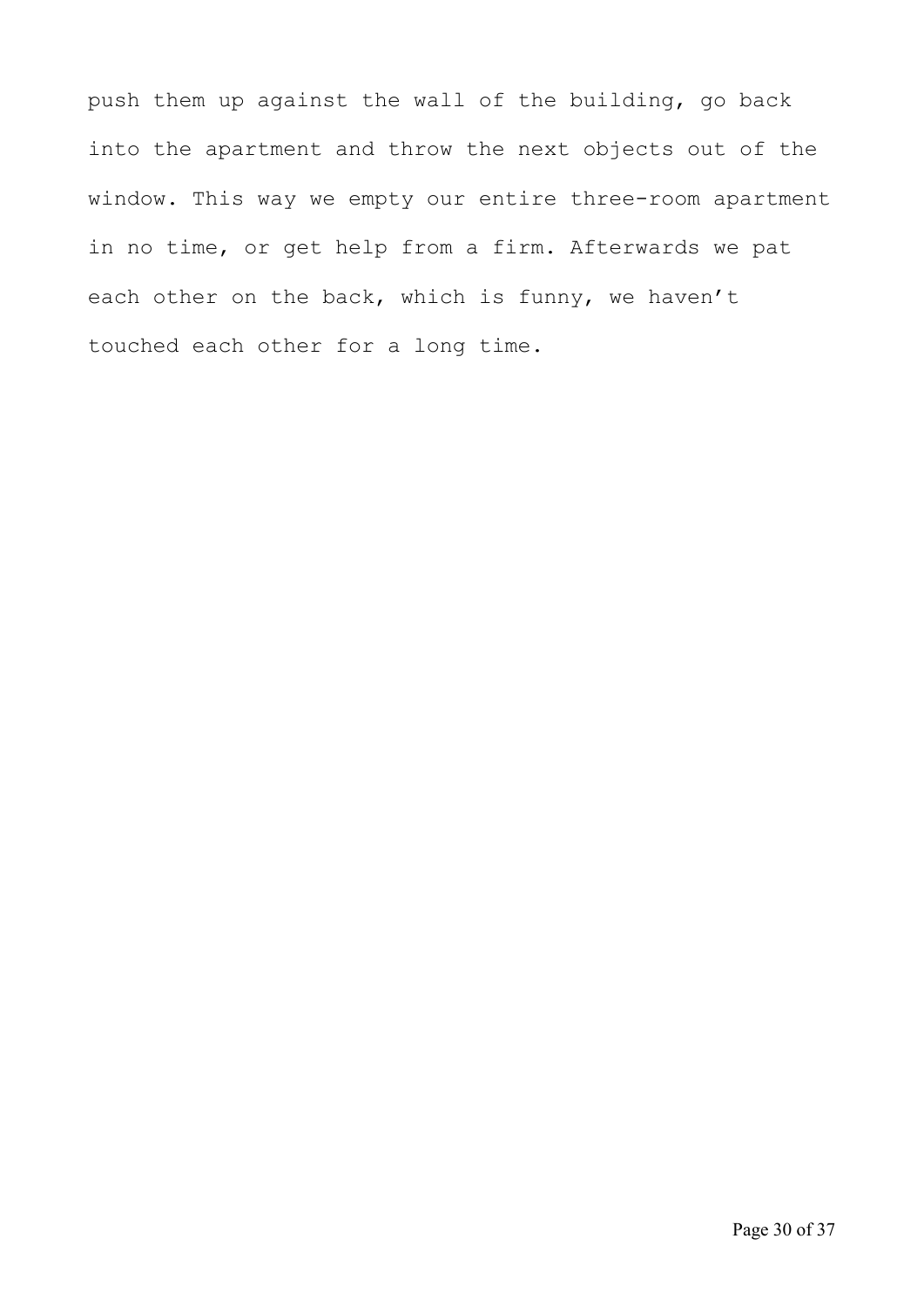push them up against the wall of the building, go back into the apartment and throw the next objects out of the window. This way we empty our entire three-room apartment in no time, or get help from a firm. Afterwards we pat each other on the back, which is funny, we haven't touched each other for a long time.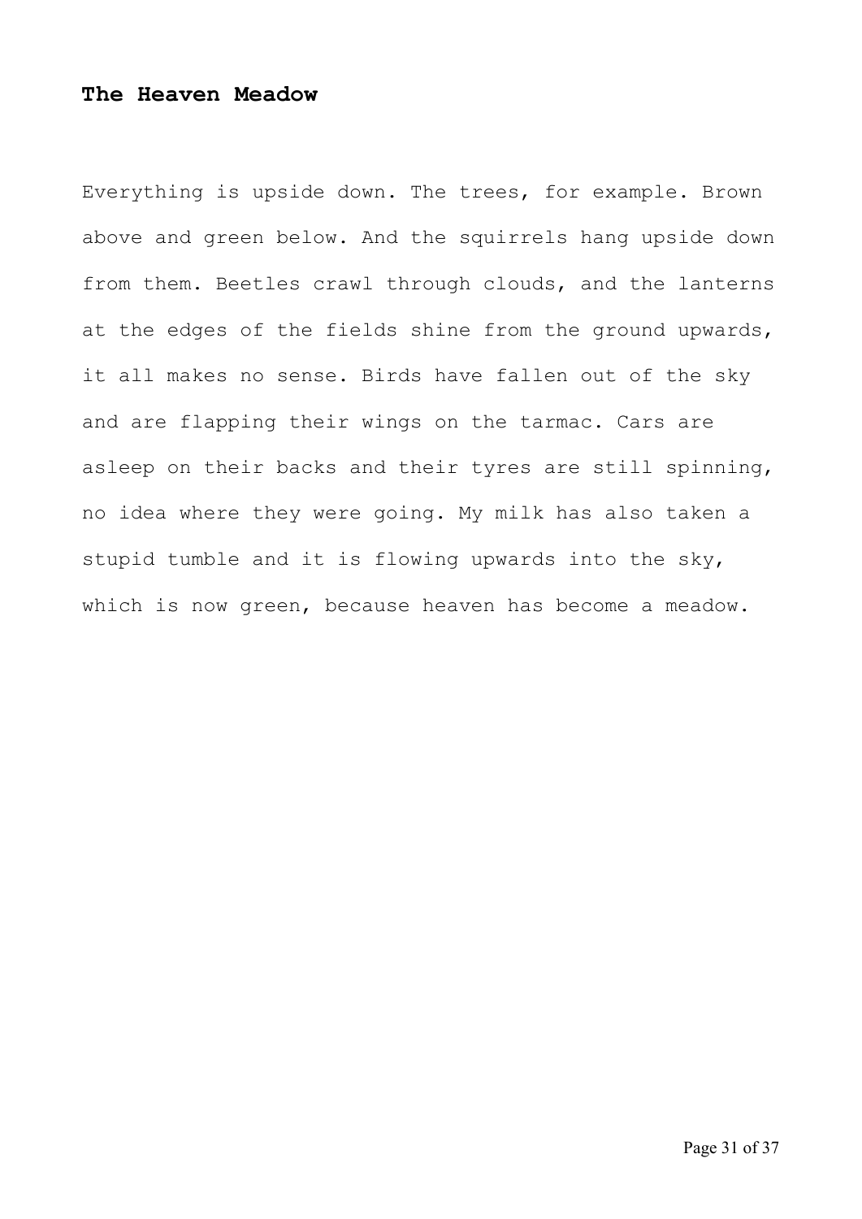## The Heaven Meadow

Everything is upside down. The trees, for example. Brown above and green below. And the squirrels hang upside down from them. Beetles crawl through clouds, and the lanterns at the edges of the fields shine from the ground upwards, it all makes no sense. Birds have fallen out of the sky and are flapping their wings on the tarmac. Cars are asleep on their backs and their tyres are still spinning, no idea where they were going. My milk has also taken a stupid tumble and it is flowing upwards into the sky, which is now green, because heaven has become a meadow.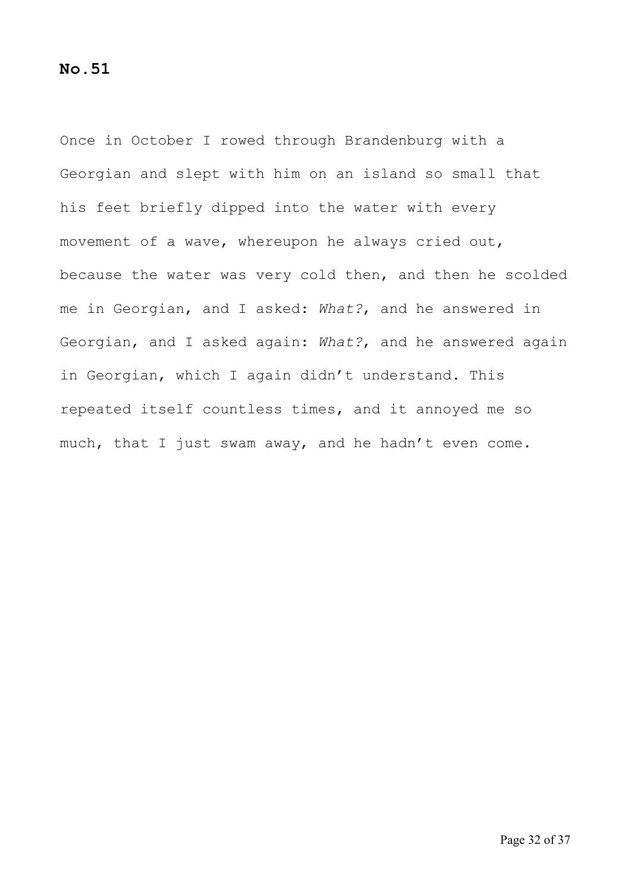**No.51**

Once in October I rowed through Brandenburg with a Georgian and slept with him on an island so small that his feet briefly dipped into the water with every movement of a wave, whereupon he always cried out, because the water was very cold then, and then he scolded me in Georgian, and I asked: *What?*, and he answered in Georgian, and I asked again: *What?*, and he answered again in Georgian, which I again didn't understand. This repeated itself countless times, and it annoyed me so much, that I just swam away, and he hadn't even come.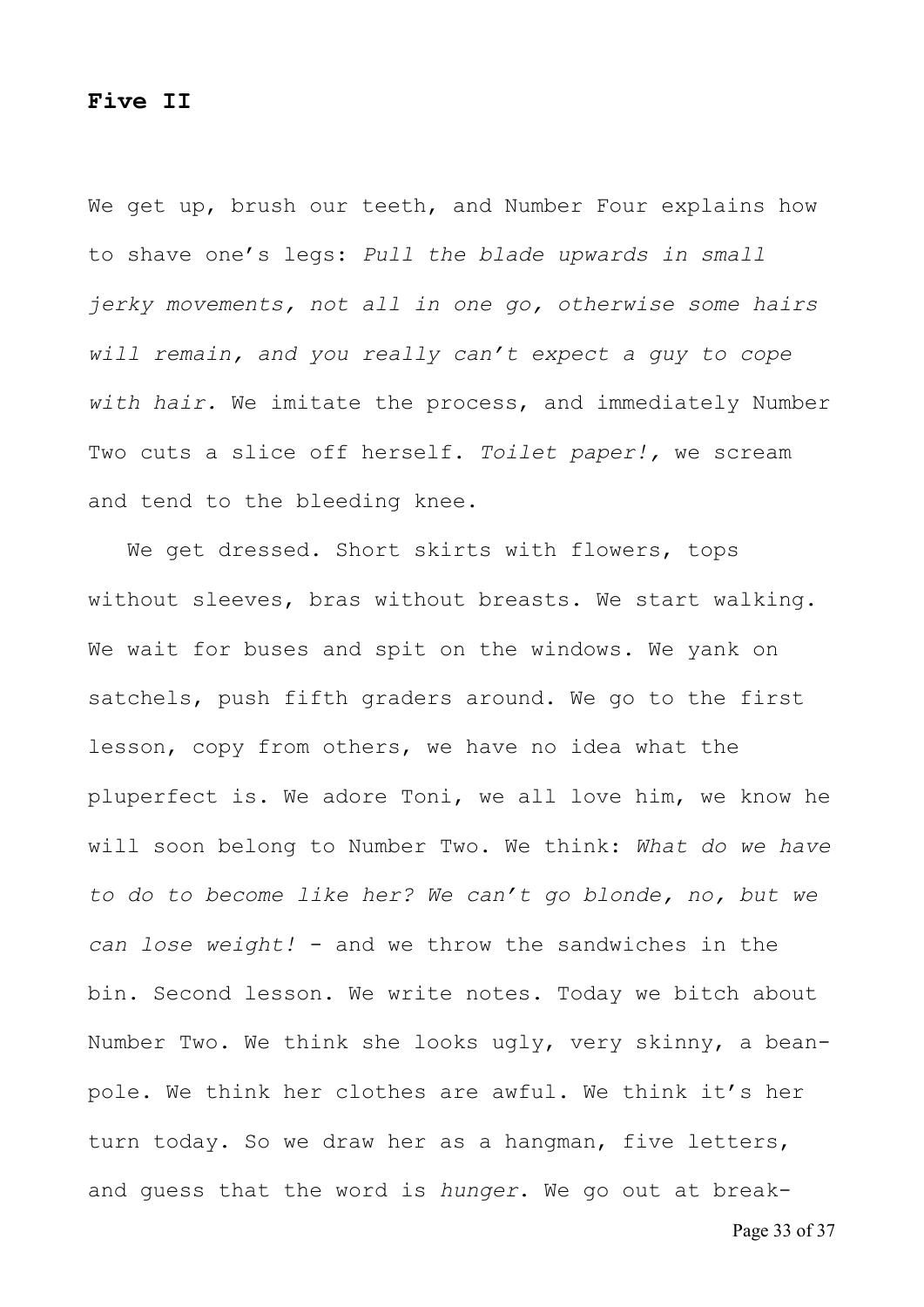**Five II**

We get up, brush our teeth, and Number Four explains how to shave one's legs: *Pull the blade upwards in small jerky movements, not all in one go, otherwise some hairs will remain, and you really can't expect a guy to cope with hair.* We imitate the process, and immediately Number Two cuts a slice off herself. *Toilet paper!*, we scream and tend to the bleeding knee.

We get dressed. Short skirts with flowers, tops without sleeves, bras without breasts. We start walking. We wait for buses and spit on the windows. We yank on satchels, push fifth graders around. We go to the first lesson, copy from others, we have no idea what the pluperfect is. We adore Toni, we all love him, we know he will soon belong to Number Two. We think: *What do we have to do to become like her? We can't go blonde, no, but we can lose weight!* - and we throw the sandwiches in the bin. Second lesson. We write notes. Today we bitch about Number Two. We think she looks ugly, very skinny, a bean-pole. We think her clothes are awful. We think it's her turn today. So we draw her as a hangman, five letters, and guess that the word is *hunger*. We go out at break-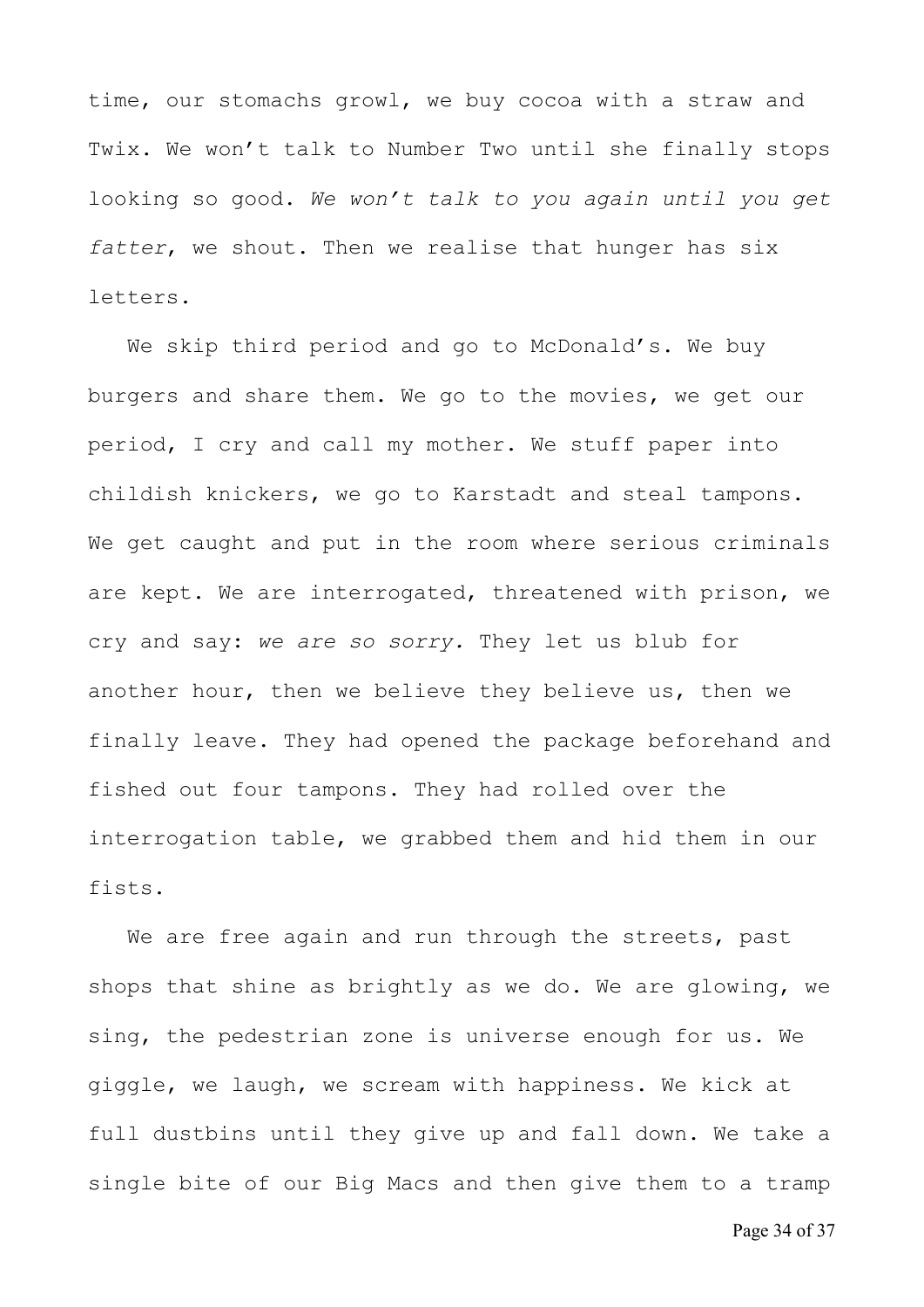time, our stomachs growl, we buy cocoa with a straw and Twix. We won't talk to Number Two until she finally stops looking so good. *We won't talk to you again until you get fatter*, we shout. Then we realise that hunger has six letters.

We skip third period and go to McDonald's. We buy burgers and share them. We go to the movies, we get our period, I cry and call my mother. We stuff paper into childish knickers, we go to Karstadt and steal tampons. We get caught and put in the room where serious criminals are kept. We are interrogated, threatened with prison, we cry and say: *we are so sorry.* They let us blub for another hour, then we believe they believe us, then we finally leave. They had opened the package beforehand and fished out four tampons. They had rolled over the interrogation table, we grabbed them and hid them in our fists.

We are free again and run through the streets, past shops that shine as brightly as we do. We are glowing, we sing, the pedestrian zone is universe enough for us. We giggle, we laugh, we scream with happiness. We kick at full dustbins until they give up and fall down. We take a single bite of our Big Macs and then give them to a tramp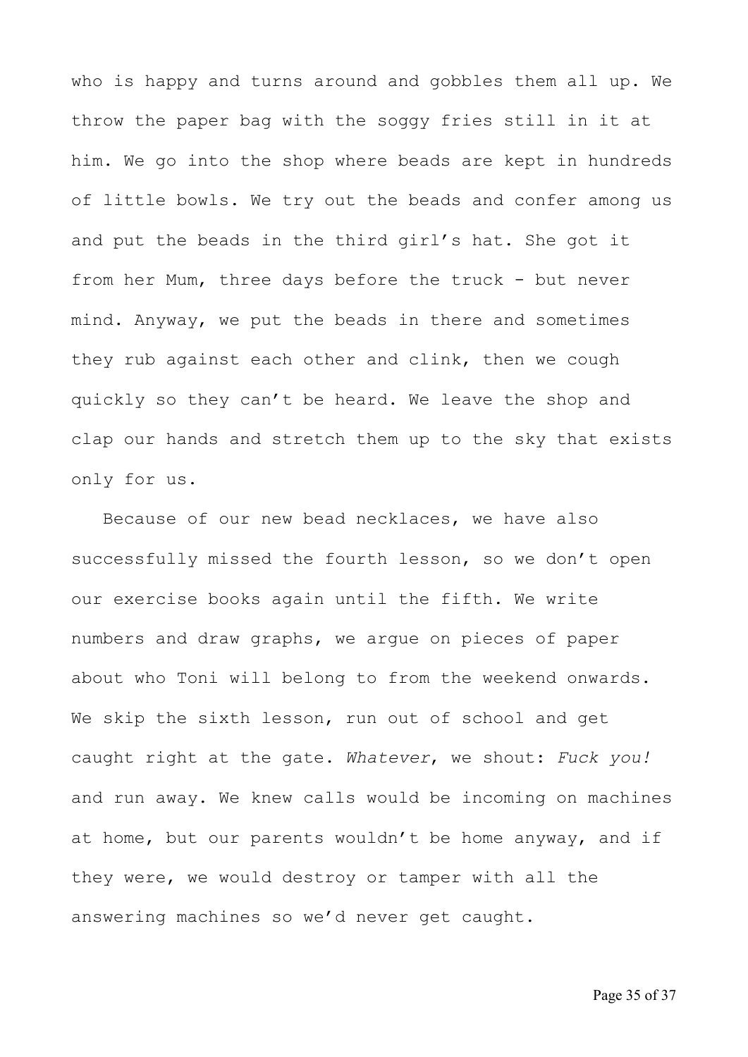who is happy and turns around and gobbles them all up. We throw the paper bag with the soggy fries still in it at him. We go into the shop where beads are kept in hundreds of little bowls. We try out the beads and confer among us and put the beads in the third girl's hat. She got it from her Mum, three days before the truck - but never mind. Anyway, we put the beads in there and sometimes they rub against each other and clink, then we cough quickly so they can't be heard. We leave the shop and clap our hands and stretch them up to the sky that exists only for us.

Because of our new bead necklaces, we have also successfully missed the fourth lesson, so we don't open our exercise books again until the fifth. We write numbers and draw graphs, we argue on pieces of paper about who Toni will belong to from the weekend onwards. We skip the sixth lesson, run out of school and get caught right at the gate. *Whatever*, we shout: *Fuck you!* and run away. We knew calls would be incoming on machines at home, but our parents wouldn't be home anyway, and if they were, we would destroy or tamper with all the answering machines so we'd never get caught.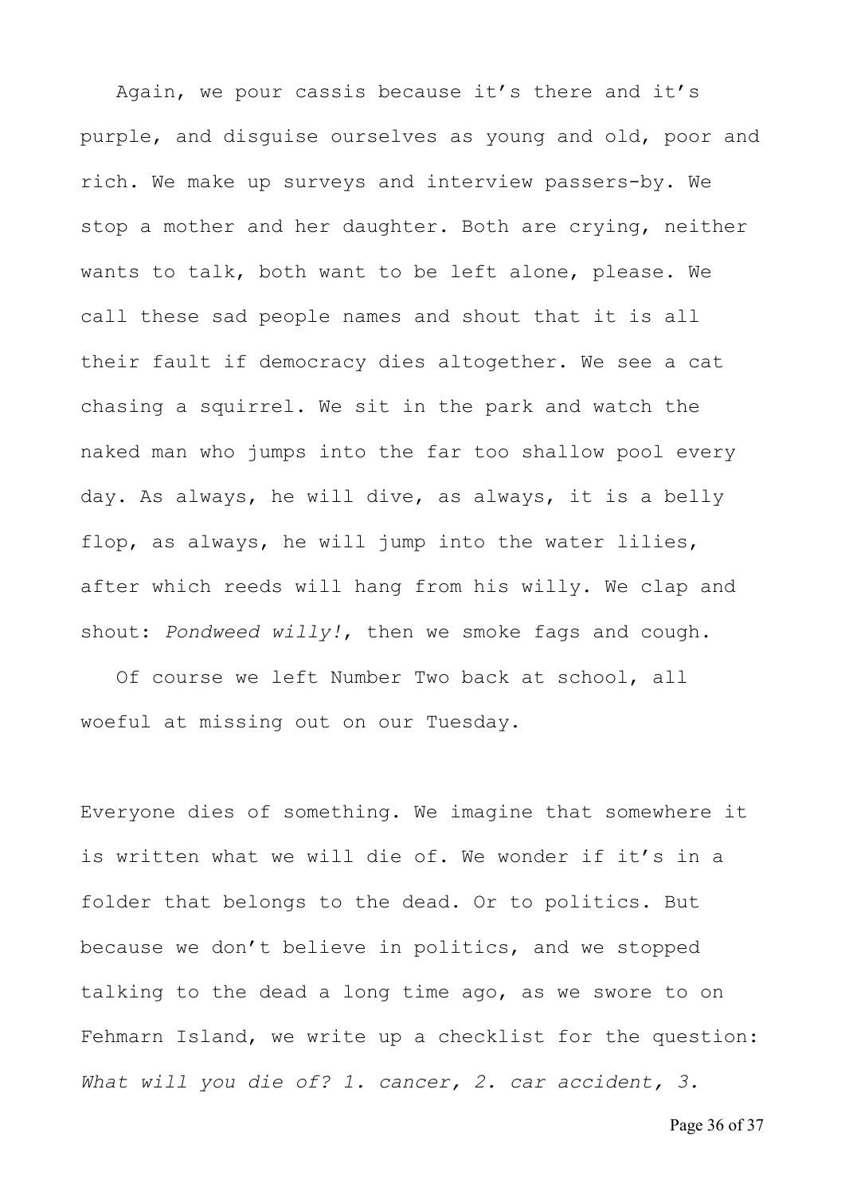Again, we pour cassis because it's there and it's purple, and disguise ourselves as young and old, poor and rich. We make up surveys and interview passers-by. We stop a mother and her daughter. Both are crying, neither wants to talk, both want to be left alone, please. We call these sad people names and shout that it is all their fault if democracy dies altogether. We see a cat chasing a squirrel. We sit in the park and watch the naked man who jumps into the far too shallow pool every day. As always, he will dive, as always, it is a belly flop, as always, he will jump into the water lilies, after which reeds will hang from his willy. We clap and shout: *Pondweed willy!*, then we smoke fags and cough.

Of course we left Number Two back at school, all woeful at missing out on our Tuesday.

Everyone dies of something. We imagine that somewhere it is written what we will die of. We wonder if it's in a folder that belongs to the dead. Or to politics. But because we don't believe in politics, and we stopped talking to the dead a long time ago, as we swore to on Fehmarn Island, we write up a checklist for the question: *What will you die of? 1. cancer, 2. car accident, 3.*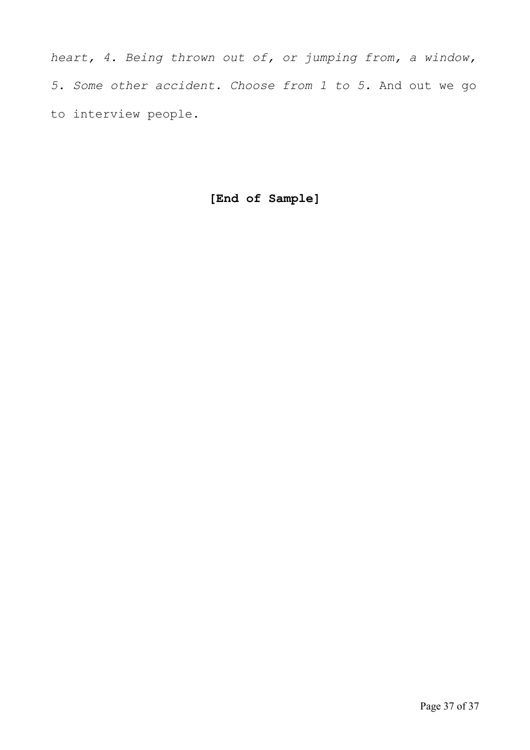*heart, 4. Being thrown out of, or jumping from, a window, 5. Some other accident. Choose from 1 to 5.* And out we go to interview people.

**[End of Sample]**